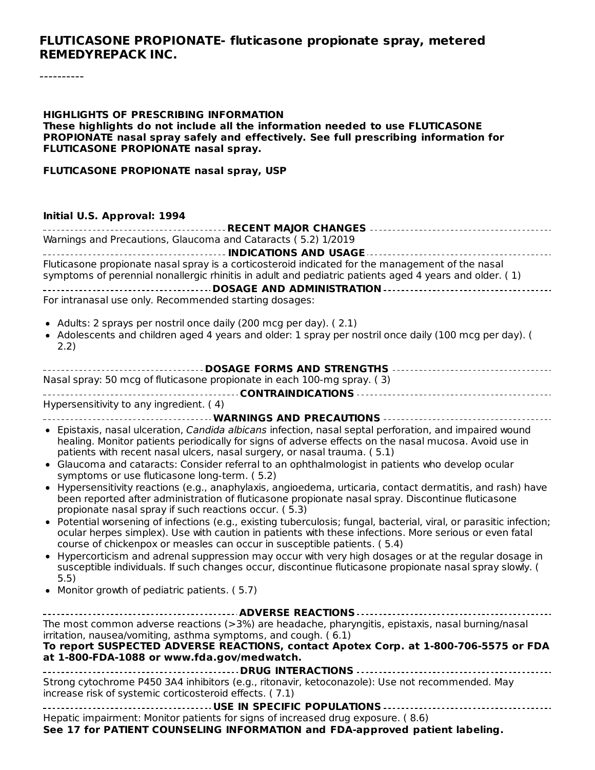# FLUTICASONE PROPIONATE- fluticasone propionate spray, metered
# REMEDYREPACK INC.

----------

**HIGHLIGHTS OF PRESCRIBING INFORMATION**
**These highlights do not include all the information needed to use FLUTICASONE PROPIONATE nasal spray safely and effectively. See full prescribing information for FLUTICASONE PROPIONATE nasal spray.**

**FLUTICASONE PROPIONATE nasal spray, USP**

**Initial U.S. Approval: 1994**

## RECENT MAJOR CHANGES

Warnings and Precautions, Glaucoma and Cataracts ( 5.2) 1/2019

## INDICATIONS AND USAGE

Fluticasone propionate nasal spray is a corticosteroid indicated for the management of the nasal symptoms of perennial nonallergic rhinitis in adult and pediatric patients aged 4 years and older. ( 1)

## DOSAGE AND ADMINISTRATION

For intranasal use only. Recommended starting dosages:

- Adults: 2 sprays per nostril once daily (200 mcg per day). ( 2.1)
- Adolescents and children aged 4 years and older: 1 spray per nostril once daily (100 mcg per day). ( 2.2)

## DOSAGE FORMS AND STRENGTHS

Nasal spray: 50 mcg of fluticasone propionate in each 100-mg spray. ( 3)

## CONTRAINDICATIONS

Hypersensitivity to any ingredient. ( 4)

## WARNINGS AND PRECAUTIONS

- Epistaxis, nasal ulceration, *Candida albicans* infection, nasal septal perforation, and impaired wound healing. Monitor patients periodically for signs of adverse effects on the nasal mucosa. Avoid use in patients with recent nasal ulcers, nasal surgery, or nasal trauma. ( 5.1)
- Glaucoma and cataracts: Consider referral to an ophthalmologist in patients who develop ocular symptoms or use fluticasone long-term. ( 5.2)
- Hypersensitivity reactions (e.g., anaphylaxis, angioedema, urticaria, contact dermatitis, and rash) have been reported after administration of fluticasone propionate nasal spray. Discontinue fluticasone propionate nasal spray if such reactions occur. ( 5.3)
- Potential worsening of infections (e.g., existing tuberculosis; fungal, bacterial, viral, or parasitic infection; ocular herpes simplex). Use with caution in patients with these infections. More serious or even fatal course of chickenpox or measles can occur in susceptible patients. ( 5.4)
- Hypercorticism and adrenal suppression may occur with very high dosages or at the regular dosage in susceptible individuals. If such changes occur, discontinue fluticasone propionate nasal spray slowly. ( 5.5)
- Monitor growth of pediatric patients. ( 5.7)

## ADVERSE REACTIONS

The most common adverse reactions (>3%) are headache, pharyngitis, epistaxis, nasal burning/nasal irritation, nausea/vomiting, asthma symptoms, and cough. ( 6.1)

**To report SUSPECTED ADVERSE REACTIONS, contact Apotex Corp. at 1-800-706-5575 or FDA at 1-800-FDA-1088 or www.fda.gov/medwatch.**

## DRUG INTERACTIONS

Strong cytochrome P450 3A4 inhibitors (e.g., ritonavir, ketoconazole): Use not recommended. May increase risk of systemic corticosteroid effects. ( 7.1)

## USE IN SPECIFIC POPULATIONS

Hepatic impairment: Monitor patients for signs of increased drug exposure. ( 8.6)

**See 17 for PATIENT COUNSELING INFORMATION and FDA-approved patient labeling.**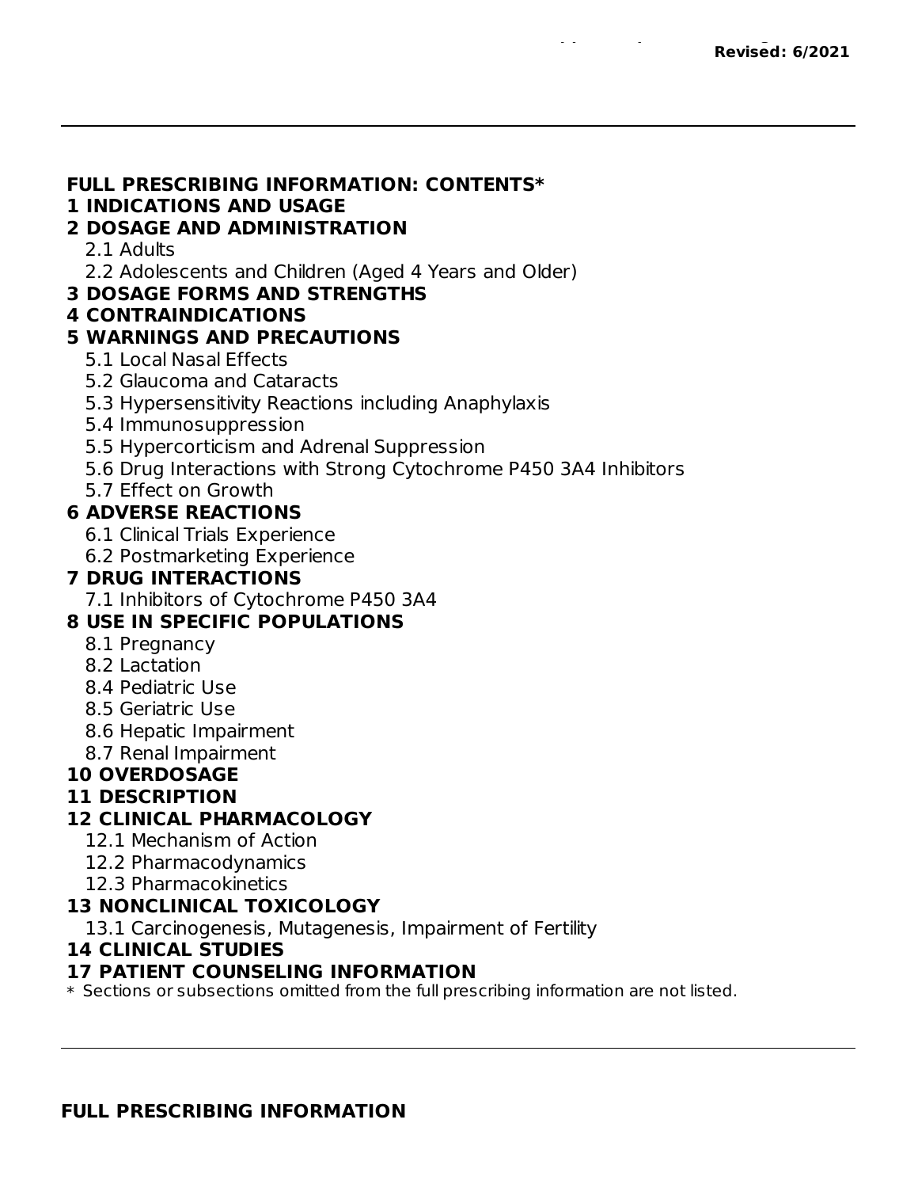**Revised: 6/2021**

---

**FULL PRESCRIBING INFORMATION: CONTENTS***

**1 INDICATIONS AND USAGE**

**2 DOSAGE AND ADMINISTRATION**

- 2.1 Adults
- 2.2 Adolescents and Children (Aged 4 Years and Older)

**3 DOSAGE FORMS AND STRENGTHS**

**4 CONTRAINDICATIONS**

**5 WARNINGS AND PRECAUTIONS**

- 5.1 Local Nasal Effects
- 5.2 Glaucoma and Cataracts
- 5.3 Hypersensitivity Reactions including Anaphylaxis
- 5.4 Immunosuppression
- 5.5 Hypercorticism and Adrenal Suppression
- 5.6 Drug Interactions with Strong Cytochrome P450 3A4 Inhibitors
- 5.7 Effect on Growth

**6 ADVERSE REACTIONS**

- 6.1 Clinical Trials Experience
- 6.2 Postmarketing Experience

**7 DRUG INTERACTIONS**

- 7.1 Inhibitors of Cytochrome P450 3A4

**8 USE IN SPECIFIC POPULATIONS**

- 8.1 Pregnancy
- 8.2 Lactation
- 8.4 Pediatric Use
- 8.5 Geriatric Use
- 8.6 Hepatic Impairment
- 8.7 Renal Impairment

**10 OVERDOSAGE**

**11 DESCRIPTION**

**12 CLINICAL PHARMACOLOGY**

- 12.1 Mechanism of Action
- 12.2 Pharmacodynamics
- 12.3 Pharmacokinetics

**13 NONCLINICAL TOXICOLOGY**

- 13.1 Carcinogenesis, Mutagenesis, Impairment of Fertility

**14 CLINICAL STUDIES**

**17 PATIENT COUNSELING INFORMATION**

\* Sections or subsections omitted from the full prescribing information are not listed.

---

**FULL PRESCRIBING INFORMATION**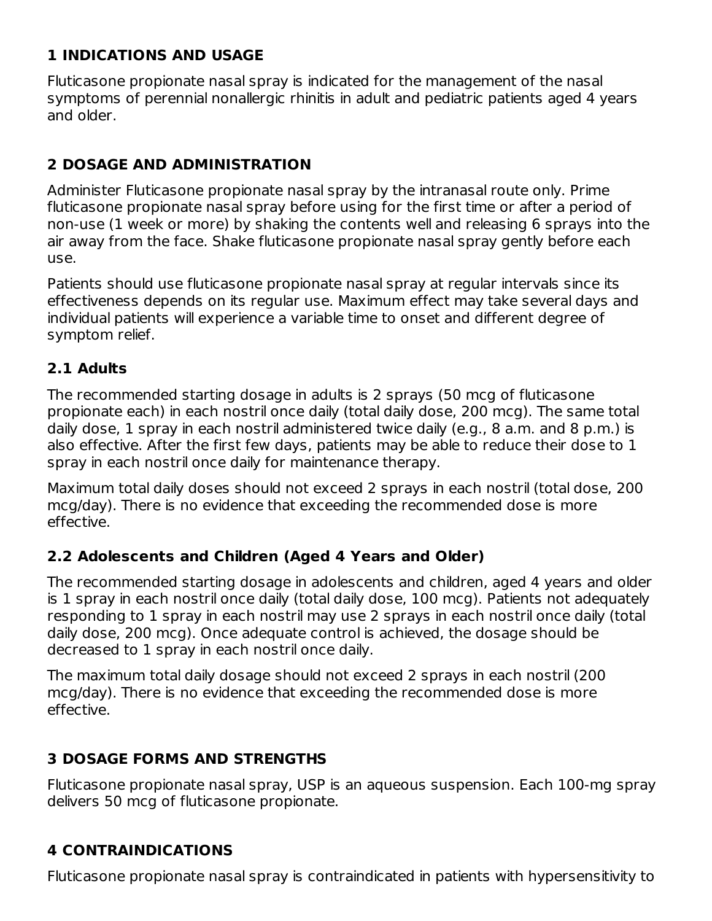## 1 INDICATIONS AND USAGE

Fluticasone propionate nasal spray is indicated for the management of the nasal symptoms of perennial nonallergic rhinitis in adult and pediatric patients aged 4 years and older.

## 2 DOSAGE AND ADMINISTRATION

Administer Fluticasone propionate nasal spray by the intranasal route only. Prime fluticasone propionate nasal spray before using for the first time or after a period of non-use (1 week or more) by shaking the contents well and releasing 6 sprays into the air away from the face. Shake fluticasone propionate nasal spray gently before each use.

Patients should use fluticasone propionate nasal spray at regular intervals since its effectiveness depends on its regular use. Maximum effect may take several days and individual patients will experience a variable time to onset and different degree of symptom relief.

### 2.1 Adults

The recommended starting dosage in adults is 2 sprays (50 mcg of fluticasone propionate each) in each nostril once daily (total daily dose, 200 mcg). The same total daily dose, 1 spray in each nostril administered twice daily (e.g., 8 a.m. and 8 p.m.) is also effective. After the first few days, patients may be able to reduce their dose to 1 spray in each nostril once daily for maintenance therapy.

Maximum total daily doses should not exceed 2 sprays in each nostril (total dose, 200 mcg/day). There is no evidence that exceeding the recommended dose is more effective.

### 2.2 Adolescents and Children (Aged 4 Years and Older)

The recommended starting dosage in adolescents and children, aged 4 years and older is 1 spray in each nostril once daily (total daily dose, 100 mcg). Patients not adequately responding to 1 spray in each nostril may use 2 sprays in each nostril once daily (total daily dose, 200 mcg). Once adequate control is achieved, the dosage should be decreased to 1 spray in each nostril once daily.

The maximum total daily dosage should not exceed 2 sprays in each nostril (200 mcg/day). There is no evidence that exceeding the recommended dose is more effective.

## 3 DOSAGE FORMS AND STRENGTHS

Fluticasone propionate nasal spray, USP is an aqueous suspension. Each 100-mg spray delivers 50 mcg of fluticasone propionate.

## 4 CONTRAINDICATIONS

Fluticasone propionate nasal spray is contraindicated in patients with hypersensitivity to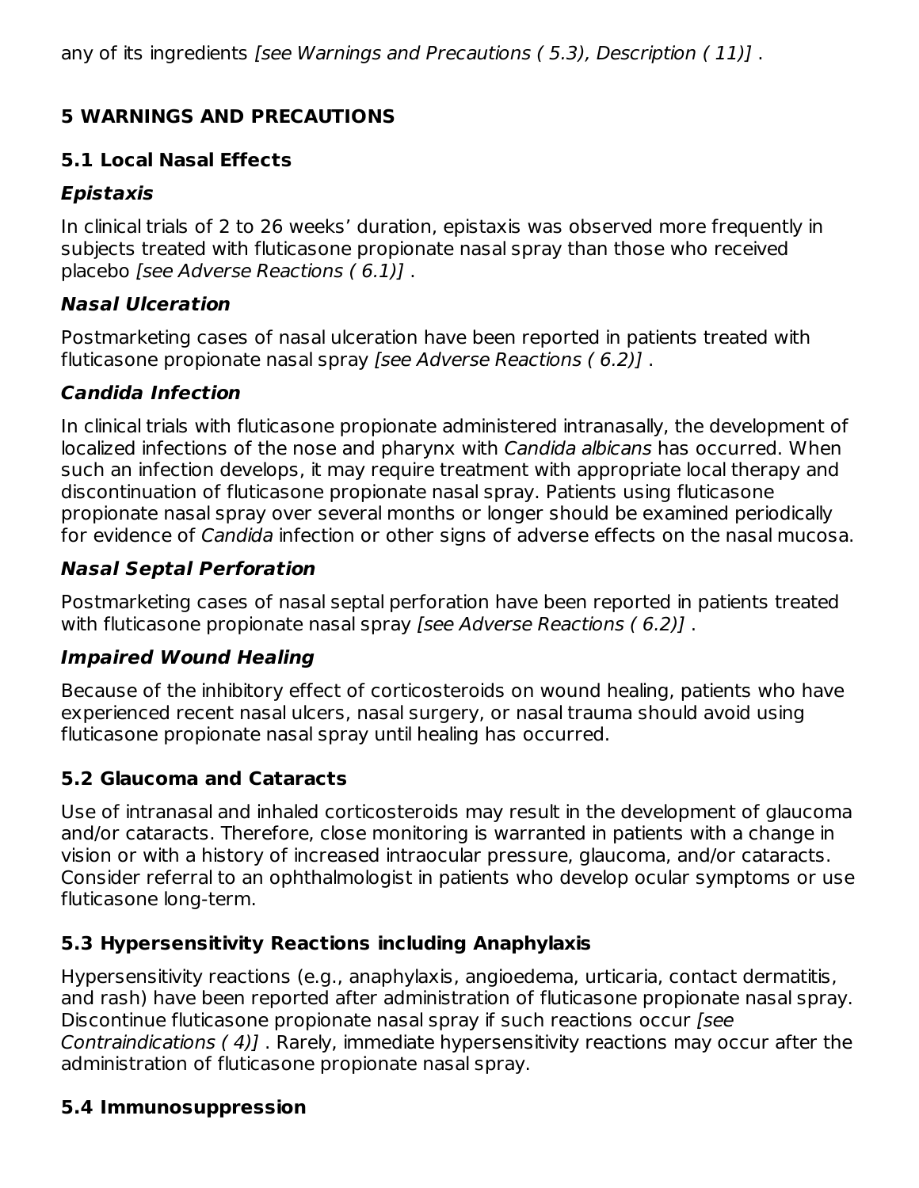any of its ingredients *[see Warnings and Precautions ( 5.3), Description ( 11)]* .

## 5 WARNINGS AND PRECAUTIONS

### 5.1 Local Nasal Effects

***Epistaxis***

In clinical trials of 2 to 26 weeks' duration, epistaxis was observed more frequently in subjects treated with fluticasone propionate nasal spray than those who received placebo *[see Adverse Reactions ( 6.1)]* .

***Nasal Ulceration***

Postmarketing cases of nasal ulceration have been reported in patients treated with fluticasone propionate nasal spray *[see Adverse Reactions ( 6.2)]* .

***Candida Infection***

In clinical trials with fluticasone propionate administered intranasally, the development of localized infections of the nose and pharynx with *Candida albicans* has occurred. When such an infection develops, it may require treatment with appropriate local therapy and discontinuation of fluticasone propionate nasal spray. Patients using fluticasone propionate nasal spray over several months or longer should be examined periodically for evidence of *Candida* infection or other signs of adverse effects on the nasal mucosa.

***Nasal Septal Perforation***

Postmarketing cases of nasal septal perforation have been reported in patients treated with fluticasone propionate nasal spray *[see Adverse Reactions ( 6.2)]* .

***Impaired Wound Healing***

Because of the inhibitory effect of corticosteroids on wound healing, patients who have experienced recent nasal ulcers, nasal surgery, or nasal trauma should avoid using fluticasone propionate nasal spray until healing has occurred.

### 5.2 Glaucoma and Cataracts

Use of intranasal and inhaled corticosteroids may result in the development of glaucoma and/or cataracts. Therefore, close monitoring is warranted in patients with a change in vision or with a history of increased intraocular pressure, glaucoma, and/or cataracts. Consider referral to an ophthalmologist in patients who develop ocular symptoms or use fluticasone long-term.

### 5.3 Hypersensitivity Reactions including Anaphylaxis

Hypersensitivity reactions (e.g., anaphylaxis, angioedema, urticaria, contact dermatitis, and rash) have been reported after administration of fluticasone propionate nasal spray. Discontinue fluticasone propionate nasal spray if such reactions occur *[see Contraindications ( 4)]* . Rarely, immediate hypersensitivity reactions may occur after the administration of fluticasone propionate nasal spray.

### 5.4 Immunosuppression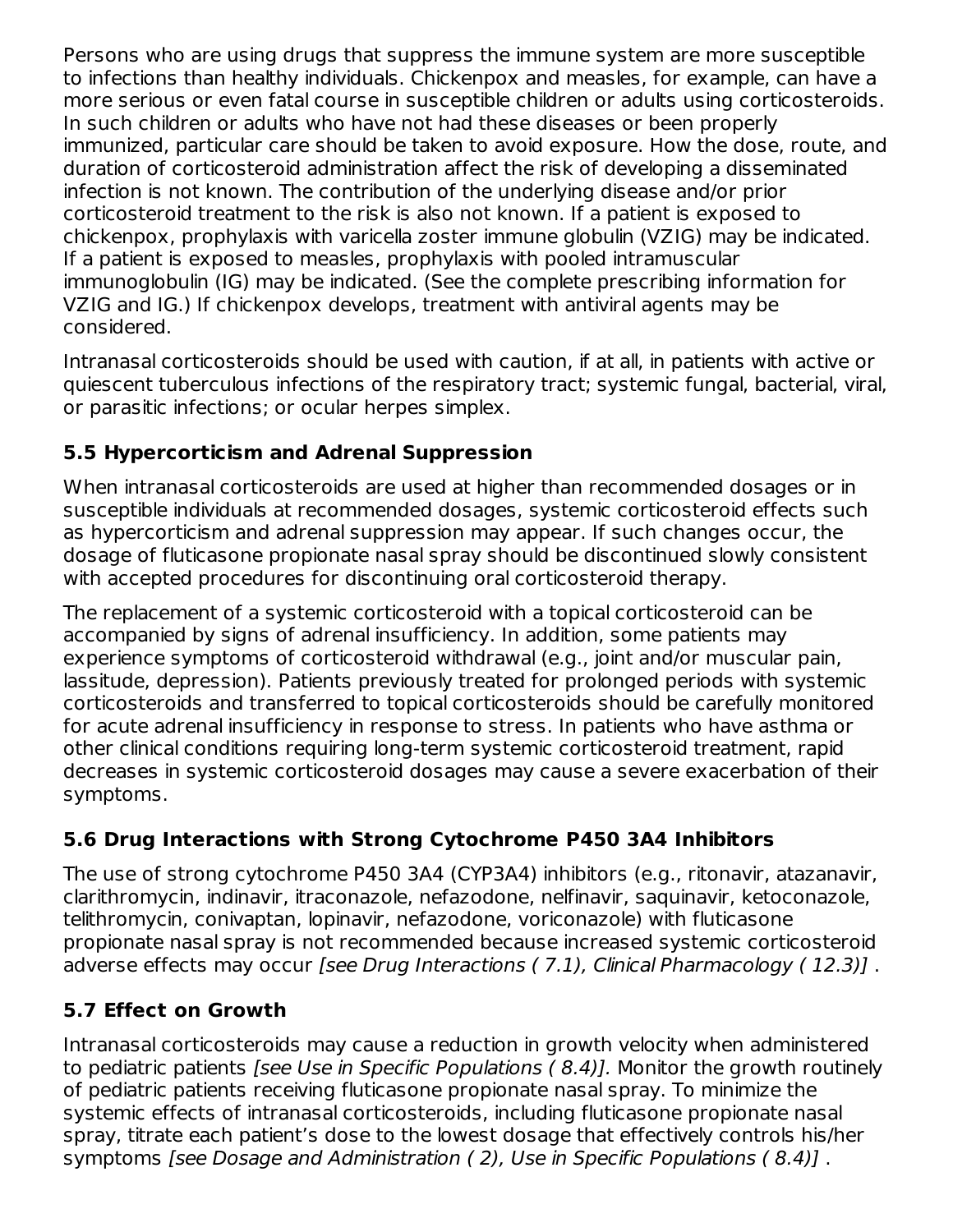Persons who are using drugs that suppress the immune system are more susceptible to infections than healthy individuals. Chickenpox and measles, for example, can have a more serious or even fatal course in susceptible children or adults using corticosteroids. In such children or adults who have not had these diseases or been properly immunized, particular care should be taken to avoid exposure. How the dose, route, and duration of corticosteroid administration affect the risk of developing a disseminated infection is not known. The contribution of the underlying disease and/or prior corticosteroid treatment to the risk is also not known. If a patient is exposed to chickenpox, prophylaxis with varicella zoster immune globulin (VZIG) may be indicated. If a patient is exposed to measles, prophylaxis with pooled intramuscular immunoglobulin (IG) may be indicated. (See the complete prescribing information for VZIG and IG.) If chickenpox develops, treatment with antiviral agents may be considered.

Intranasal corticosteroids should be used with caution, if at all, in patients with active or quiescent tuberculous infections of the respiratory tract; systemic fungal, bacterial, viral, or parasitic infections; or ocular herpes simplex.

### 5.5 Hypercorticism and Adrenal Suppression

When intranasal corticosteroids are used at higher than recommended dosages or in susceptible individuals at recommended dosages, systemic corticosteroid effects such as hypercorticism and adrenal suppression may appear. If such changes occur, the dosage of fluticasone propionate nasal spray should be discontinued slowly consistent with accepted procedures for discontinuing oral corticosteroid therapy.

The replacement of a systemic corticosteroid with a topical corticosteroid can be accompanied by signs of adrenal insufficiency. In addition, some patients may experience symptoms of corticosteroid withdrawal (e.g., joint and/or muscular pain, lassitude, depression). Patients previously treated for prolonged periods with systemic corticosteroids and transferred to topical corticosteroids should be carefully monitored for acute adrenal insufficiency in response to stress. In patients who have asthma or other clinical conditions requiring long-term systemic corticosteroid treatment, rapid decreases in systemic corticosteroid dosages may cause a severe exacerbation of their symptoms.

### 5.6 Drug Interactions with Strong Cytochrome P450 3A4 Inhibitors

The use of strong cytochrome P450 3A4 (CYP3A4) inhibitors (e.g., ritonavir, atazanavir, clarithromycin, indinavir, itraconazole, nefazodone, nelfinavir, saquinavir, ketoconazole, telithromycin, conivaptan, lopinavir, nefazodone, voriconazole) with fluticasone propionate nasal spray is not recommended because increased systemic corticosteroid adverse effects may occur *[see Drug Interactions ( 7.1), Clinical Pharmacology ( 12.3)]* .

### 5.7 Effect on Growth

Intranasal corticosteroids may cause a reduction in growth velocity when administered to pediatric patients *[see Use in Specific Populations ( 8.4)].* Monitor the growth routinely of pediatric patients receiving fluticasone propionate nasal spray. To minimize the systemic effects of intranasal corticosteroids, including fluticasone propionate nasal spray, titrate each patient's dose to the lowest dosage that effectively controls his/her symptoms *[see Dosage and Administration ( 2), Use in Specific Populations ( 8.4)]* .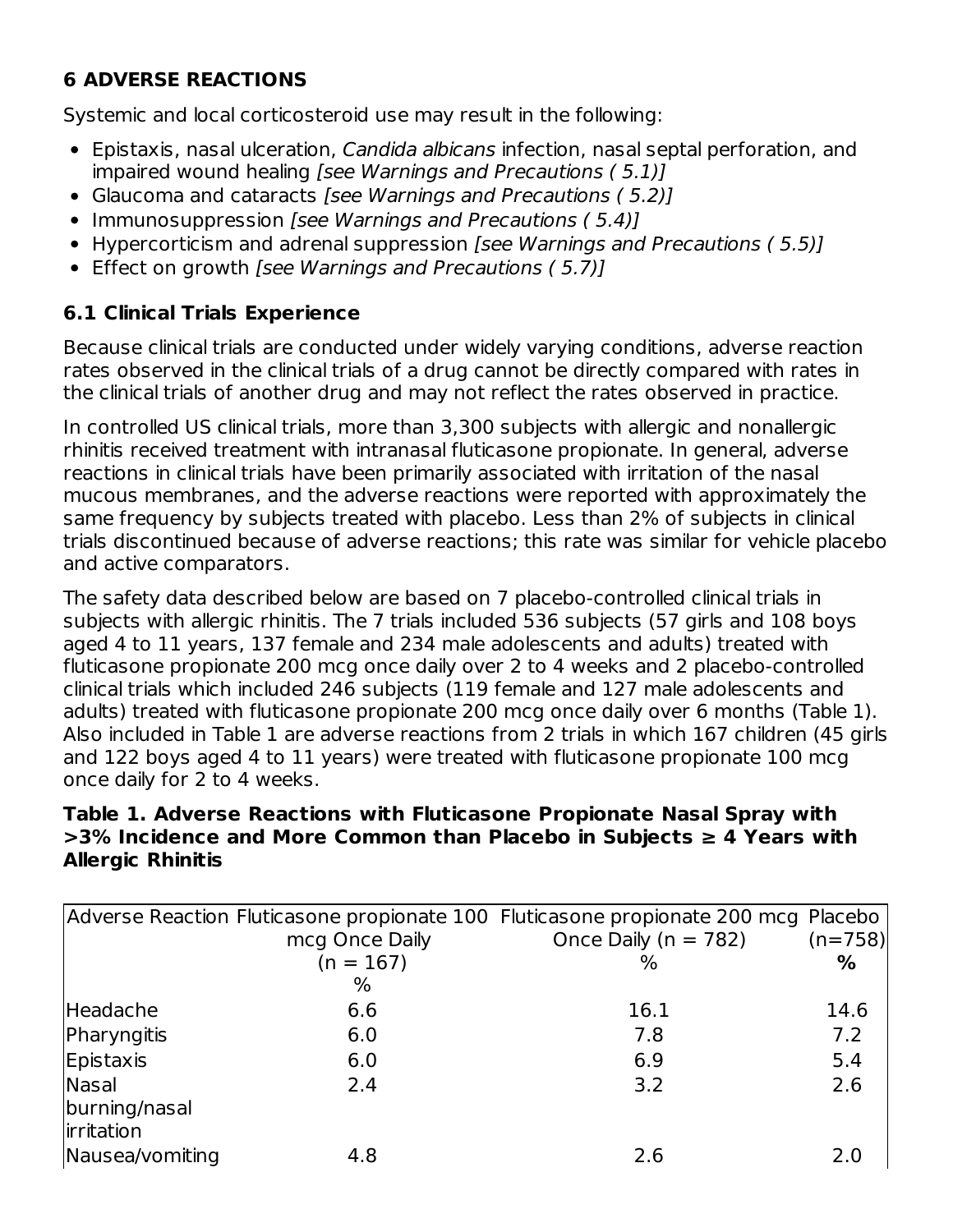## 6 ADVERSE REACTIONS

Systemic and local corticosteroid use may result in the following:

- Epistaxis, nasal ulceration, *Candida albicans* infection, nasal septal perforation, and impaired wound healing *[see Warnings and Precautions ( 5.1)]*
- Glaucoma and cataracts *[see Warnings and Precautions ( 5.2)]*
- Immunosuppression *[see Warnings and Precautions ( 5.4)]*
- Hypercorticism and adrenal suppression *[see Warnings and Precautions ( 5.5)]*
- Effect on growth *[see Warnings and Precautions ( 5.7)]*

### 6.1 Clinical Trials Experience

Because clinical trials are conducted under widely varying conditions, adverse reaction rates observed in the clinical trials of a drug cannot be directly compared with rates in the clinical trials of another drug and may not reflect the rates observed in practice.

In controlled US clinical trials, more than 3,300 subjects with allergic and nonallergic rhinitis received treatment with intranasal fluticasone propionate. In general, adverse reactions in clinical trials have been primarily associated with irritation of the nasal mucous membranes, and the adverse reactions were reported with approximately the same frequency by subjects treated with placebo. Less than 2% of subjects in clinical trials discontinued because of adverse reactions; this rate was similar for vehicle placebo and active comparators.

The safety data described below are based on 7 placebo-controlled clinical trials in subjects with allergic rhinitis. The 7 trials included 536 subjects (57 girls and 108 boys aged 4 to 11 years, 137 female and 234 male adolescents and adults) treated with fluticasone propionate 200 mcg once daily over 2 to 4 weeks and 2 placebo-controlled clinical trials which included 246 subjects (119 female and 127 male adolescents and adults) treated with fluticasone propionate 200 mcg once daily over 6 months (Table 1). Also included in Table 1 are adverse reactions from 2 trials in which 167 children (45 girls and 122 boys aged 4 to 11 years) were treated with fluticasone propionate 100 mcg once daily for 2 to 4 weeks.

**Table 1. Adverse Reactions with Fluticasone Propionate Nasal Spray with >3% Incidence and More Common than Placebo in Subjects ≥ 4 Years with Allergic Rhinitis**

| Adverse Reaction | Fluticasone propionate 100 mcg Once Daily (n = 167) % | Fluticasone propionate 200 mcg Once Daily (n = 782) % | Placebo (n=758) **%** |
|---|---|---|---|
| Headache | 6.6 | 16.1 | 14.6 |
| Pharyngitis | 6.0 | 7.8 | 7.2 |
| Epistaxis | 6.0 | 6.9 | 5.4 |
| Nasal burning/nasal irritation | 2.4 | 3.2 | 2.6 |
| Nausea/vomiting | 4.8 | 2.6 | 2.0 |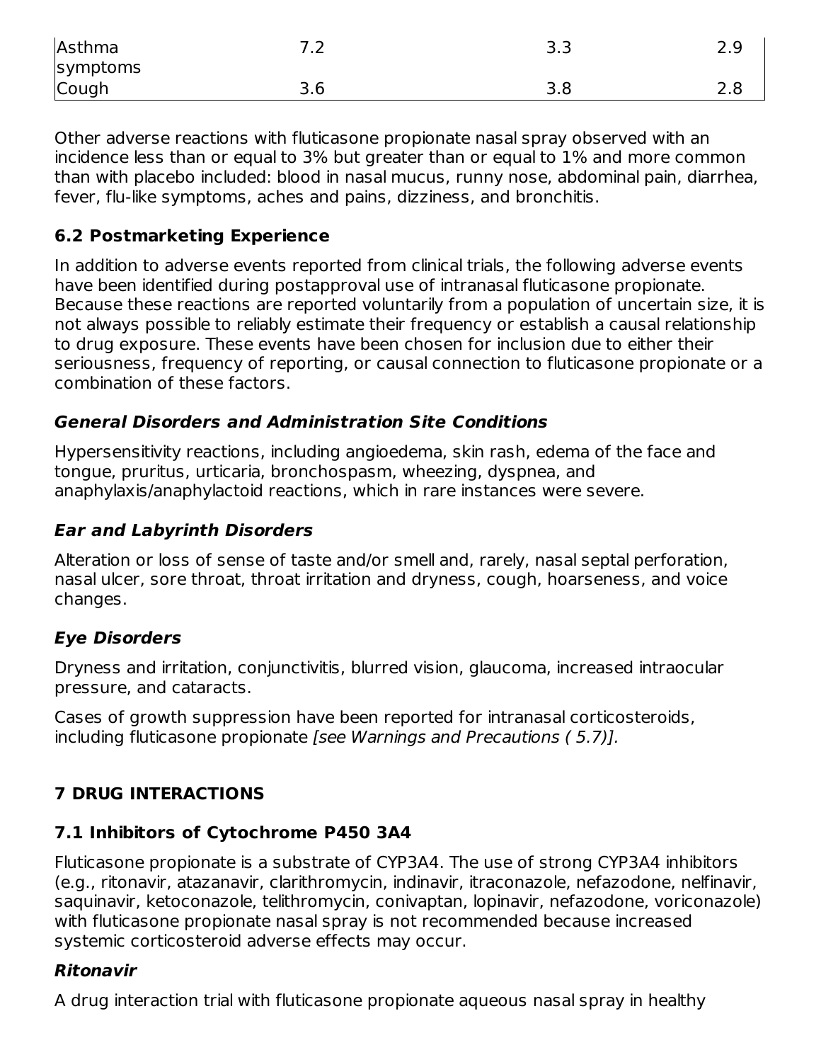| | | | |
|---|---|---|---|
| Asthma symptoms | 7.2 | 3.3 | 2.9 |
| Cough | 3.6 | 3.8 | 2.8 |

Other adverse reactions with fluticasone propionate nasal spray observed with an incidence less than or equal to 3% but greater than or equal to 1% and more common than with placebo included: blood in nasal mucus, runny nose, abdominal pain, diarrhea, fever, flu-like symptoms, aches and pains, dizziness, and bronchitis.

### 6.2 Postmarketing Experience

In addition to adverse events reported from clinical trials, the following adverse events have been identified during postapproval use of intranasal fluticasone propionate. Because these reactions are reported voluntarily from a population of uncertain size, it is not always possible to reliably estimate their frequency or establish a causal relationship to drug exposure. These events have been chosen for inclusion due to either their seriousness, frequency of reporting, or causal connection to fluticasone propionate or a combination of these factors.

#### *General Disorders and Administration Site Conditions*

Hypersensitivity reactions, including angioedema, skin rash, edema of the face and tongue, pruritus, urticaria, bronchospasm, wheezing, dyspnea, and anaphylaxis/anaphylactoid reactions, which in rare instances were severe.

#### *Ear and Labyrinth Disorders*

Alteration or loss of sense of taste and/or smell and, rarely, nasal septal perforation, nasal ulcer, sore throat, throat irritation and dryness, cough, hoarseness, and voice changes.

#### *Eye Disorders*

Dryness and irritation, conjunctivitis, blurred vision, glaucoma, increased intraocular pressure, and cataracts.

Cases of growth suppression have been reported for intranasal corticosteroids, including fluticasone propionate *[see Warnings and Precautions ( 5.7)].*

## 7 DRUG INTERACTIONS

### 7.1 Inhibitors of Cytochrome P450 3A4

Fluticasone propionate is a substrate of CYP3A4. The use of strong CYP3A4 inhibitors (e.g., ritonavir, atazanavir, clarithromycin, indinavir, itraconazole, nefazodone, nelfinavir, saquinavir, ketoconazole, telithromycin, conivaptan, lopinavir, nefazodone, voriconazole) with fluticasone propionate nasal spray is not recommended because increased systemic corticosteroid adverse effects may occur.

#### *Ritonavir*

A drug interaction trial with fluticasone propionate aqueous nasal spray in healthy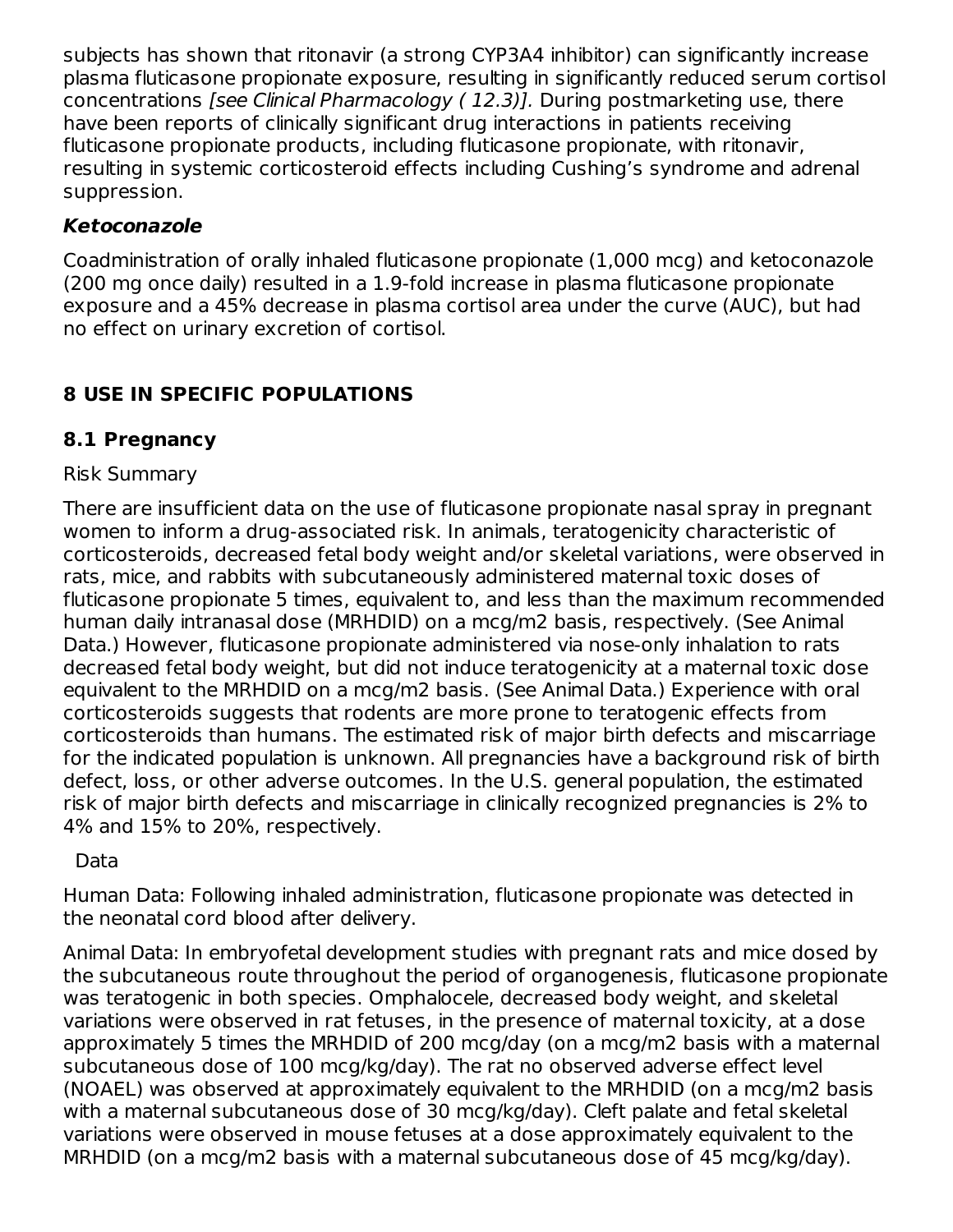subjects has shown that ritonavir (a strong CYP3A4 inhibitor) can significantly increase plasma fluticasone propionate exposure, resulting in significantly reduced serum cortisol concentrations *[see Clinical Pharmacology ( 12.3)]*. During postmarketing use, there have been reports of clinically significant drug interactions in patients receiving fluticasone propionate products, including fluticasone propionate, with ritonavir, resulting in systemic corticosteroid effects including Cushing's syndrome and adrenal suppression.

***Ketoconazole***

Coadministration of orally inhaled fluticasone propionate (1,000 mcg) and ketoconazole (200 mg once daily) resulted in a 1.9-fold increase in plasma fluticasone propionate exposure and a 45% decrease in plasma cortisol area under the curve (AUC), but had no effect on urinary excretion of cortisol.

## 8 USE IN SPECIFIC POPULATIONS

### 8.1 Pregnancy

Risk Summary

There are insufficient data on the use of fluticasone propionate nasal spray in pregnant women to inform a drug-associated risk. In animals, teratogenicity characteristic of corticosteroids, decreased fetal body weight and/or skeletal variations, were observed in rats, mice, and rabbits with subcutaneously administered maternal toxic doses of fluticasone propionate 5 times, equivalent to, and less than the maximum recommended human daily intranasal dose (MRHDID) on a mcg/m2 basis, respectively. (See Animal Data.) However, fluticasone propionate administered via nose-only inhalation to rats decreased fetal body weight, but did not induce teratogenicity at a maternal toxic dose equivalent to the MRHDID on a mcg/m2 basis. (See Animal Data.) Experience with oral corticosteroids suggests that rodents are more prone to teratogenic effects from corticosteroids than humans. The estimated risk of major birth defects and miscarriage for the indicated population is unknown. All pregnancies have a background risk of birth defect, loss, or other adverse outcomes. In the U.S. general population, the estimated risk of major birth defects and miscarriage in clinically recognized pregnancies is 2% to 4% and 15% to 20%, respectively.

Data

Human Data: Following inhaled administration, fluticasone propionate was detected in the neonatal cord blood after delivery.

Animal Data: In embryofetal development studies with pregnant rats and mice dosed by the subcutaneous route throughout the period of organogenesis, fluticasone propionate was teratogenic in both species. Omphalocele, decreased body weight, and skeletal variations were observed in rat fetuses, in the presence of maternal toxicity, at a dose approximately 5 times the MRHDID of 200 mcg/day (on a mcg/m2 basis with a maternal subcutaneous dose of 100 mcg/kg/day). The rat no observed adverse effect level (NOAEL) was observed at approximately equivalent to the MRHDID (on a mcg/m2 basis with a maternal subcutaneous dose of 30 mcg/kg/day). Cleft palate and fetal skeletal variations were observed in mouse fetuses at a dose approximately equivalent to the MRHDID (on a mcg/m2 basis with a maternal subcutaneous dose of 45 mcg/kg/day).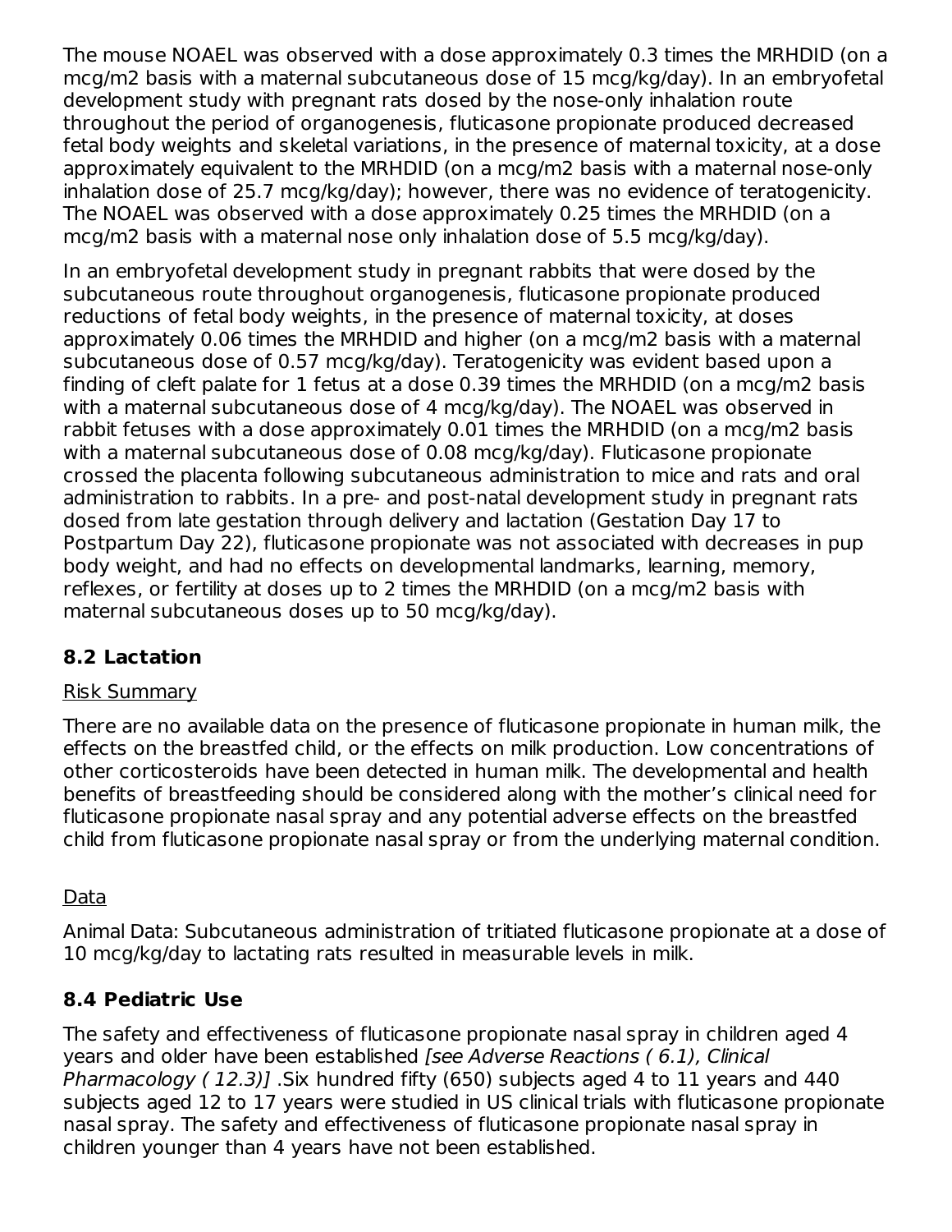The mouse NOAEL was observed with a dose approximately 0.3 times the MRHDID (on a mcg/m2 basis with a maternal subcutaneous dose of 15 mcg/kg/day). In an embryofetal development study with pregnant rats dosed by the nose-only inhalation route throughout the period of organogenesis, fluticasone propionate produced decreased fetal body weights and skeletal variations, in the presence of maternal toxicity, at a dose approximately equivalent to the MRHDID (on a mcg/m2 basis with a maternal nose-only inhalation dose of 25.7 mcg/kg/day); however, there was no evidence of teratogenicity. The NOAEL was observed with a dose approximately 0.25 times the MRHDID (on a mcg/m2 basis with a maternal nose only inhalation dose of 5.5 mcg/kg/day).

In an embryofetal development study in pregnant rabbits that were dosed by the subcutaneous route throughout organogenesis, fluticasone propionate produced reductions of fetal body weights, in the presence of maternal toxicity, at doses approximately 0.06 times the MRHDID and higher (on a mcg/m2 basis with a maternal subcutaneous dose of 0.57 mcg/kg/day). Teratogenicity was evident based upon a finding of cleft palate for 1 fetus at a dose 0.39 times the MRHDID (on a mcg/m2 basis with a maternal subcutaneous dose of 4 mcg/kg/day). The NOAEL was observed in rabbit fetuses with a dose approximately 0.01 times the MRHDID (on a mcg/m2 basis with a maternal subcutaneous dose of 0.08 mcg/kg/day). Fluticasone propionate crossed the placenta following subcutaneous administration to mice and rats and oral administration to rabbits. In a pre- and post-natal development study in pregnant rats dosed from late gestation through delivery and lactation (Gestation Day 17 to Postpartum Day 22), fluticasone propionate was not associated with decreases in pup body weight, and had no effects on developmental landmarks, learning, memory, reflexes, or fertility at doses up to 2 times the MRHDID (on a mcg/m2 basis with maternal subcutaneous doses up to 50 mcg/kg/day).

## 8.2 Lactation

Risk Summary

There are no available data on the presence of fluticasone propionate in human milk, the effects on the breastfed child, or the effects on milk production. Low concentrations of other corticosteroids have been detected in human milk. The developmental and health benefits of breastfeeding should be considered along with the mother's clinical need for fluticasone propionate nasal spray and any potential adverse effects on the breastfed child from fluticasone propionate nasal spray or from the underlying maternal condition.

Data

Animal Data: Subcutaneous administration of tritiated fluticasone propionate at a dose of 10 mcg/kg/day to lactating rats resulted in measurable levels in milk.

## 8.4 Pediatric Use

The safety and effectiveness of fluticasone propionate nasal spray in children aged 4 years and older have been established *[see Adverse Reactions ( 6.1), Clinical Pharmacology ( 12.3)]* .Six hundred fifty (650) subjects aged 4 to 11 years and 440 subjects aged 12 to 17 years were studied in US clinical trials with fluticasone propionate nasal spray. The safety and effectiveness of fluticasone propionate nasal spray in children younger than 4 years have not been established.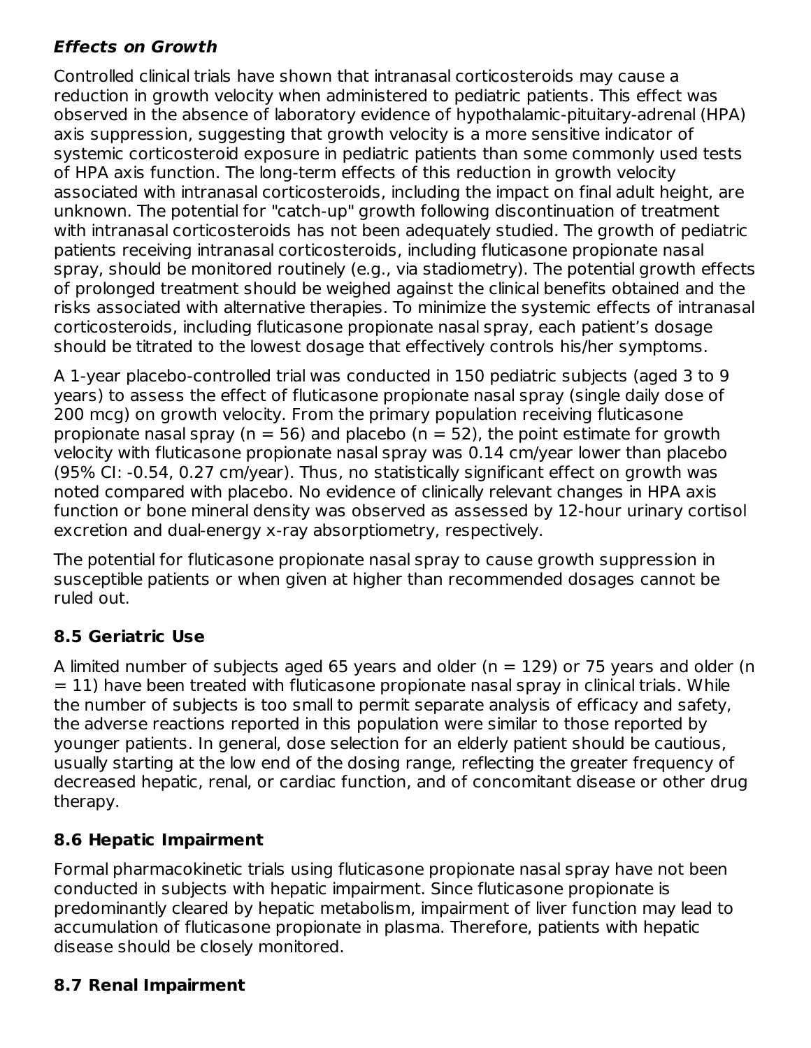***Effects on Growth***

Controlled clinical trials have shown that intranasal corticosteroids may cause a reduction in growth velocity when administered to pediatric patients. This effect was observed in the absence of laboratory evidence of hypothalamic-pituitary-adrenal (HPA) axis suppression, suggesting that growth velocity is a more sensitive indicator of systemic corticosteroid exposure in pediatric patients than some commonly used tests of HPA axis function. The long-term effects of this reduction in growth velocity associated with intranasal corticosteroids, including the impact on final adult height, are unknown. The potential for "catch-up" growth following discontinuation of treatment with intranasal corticosteroids has not been adequately studied. The growth of pediatric patients receiving intranasal corticosteroids, including fluticasone propionate nasal spray, should be monitored routinely (e.g., via stadiometry). The potential growth effects of prolonged treatment should be weighed against the clinical benefits obtained and the risks associated with alternative therapies. To minimize the systemic effects of intranasal corticosteroids, including fluticasone propionate nasal spray, each patient's dosage should be titrated to the lowest dosage that effectively controls his/her symptoms.

A 1-year placebo-controlled trial was conducted in 150 pediatric subjects (aged 3 to 9 years) to assess the effect of fluticasone propionate nasal spray (single daily dose of 200 mcg) on growth velocity. From the primary population receiving fluticasone propionate nasal spray (n = 56) and placebo (n = 52), the point estimate for growth velocity with fluticasone propionate nasal spray was 0.14 cm/year lower than placebo (95% CI: -0.54, 0.27 cm/year). Thus, no statistically significant effect on growth was noted compared with placebo. No evidence of clinically relevant changes in HPA axis function or bone mineral density was observed as assessed by 12-hour urinary cortisol excretion and dual-energy x-ray absorptiometry, respectively.

The potential for fluticasone propionate nasal spray to cause growth suppression in susceptible patients or when given at higher than recommended dosages cannot be ruled out.

## 8.5 Geriatric Use

A limited number of subjects aged 65 years and older (n = 129) or 75 years and older (n = 11) have been treated with fluticasone propionate nasal spray in clinical trials. While the number of subjects is too small to permit separate analysis of efficacy and safety, the adverse reactions reported in this population were similar to those reported by younger patients. In general, dose selection for an elderly patient should be cautious, usually starting at the low end of the dosing range, reflecting the greater frequency of decreased hepatic, renal, or cardiac function, and of concomitant disease or other drug therapy.

## 8.6 Hepatic Impairment

Formal pharmacokinetic trials using fluticasone propionate nasal spray have not been conducted in subjects with hepatic impairment. Since fluticasone propionate is predominantly cleared by hepatic metabolism, impairment of liver function may lead to accumulation of fluticasone propionate in plasma. Therefore, patients with hepatic disease should be closely monitored.

## 8.7 Renal Impairment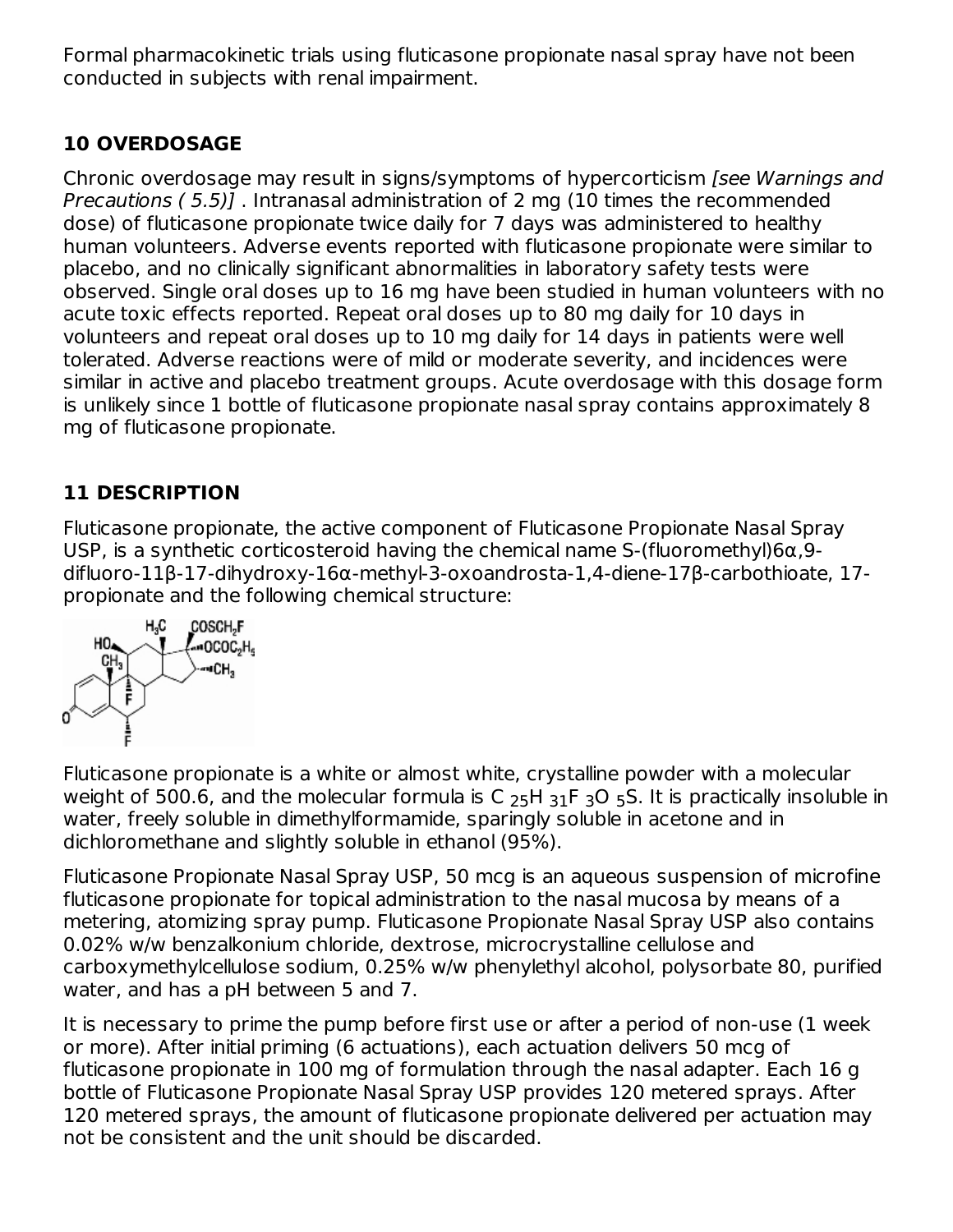Formal pharmacokinetic trials using fluticasone propionate nasal spray have not been conducted in subjects with renal impairment.

## 10 OVERDOSAGE

Chronic overdosage may result in signs/symptoms of hypercorticism *[see Warnings and Precautions ( 5.5)]* . Intranasal administration of 2 mg (10 times the recommended dose) of fluticasone propionate twice daily for 7 days was administered to healthy human volunteers. Adverse events reported with fluticasone propionate were similar to placebo, and no clinically significant abnormalities in laboratory safety tests were observed. Single oral doses up to 16 mg have been studied in human volunteers with no acute toxic effects reported. Repeat oral doses up to 80 mg daily for 10 days in volunteers and repeat oral doses up to 10 mg daily for 14 days in patients were well tolerated. Adverse reactions were of mild or moderate severity, and incidences were similar in active and placebo treatment groups. Acute overdosage with this dosage form is unlikely since 1 bottle of fluticasone propionate nasal spray contains approximately 8 mg of fluticasone propionate.

## 11 DESCRIPTION

Fluticasone propionate, the active component of Fluticasone Propionate Nasal Spray USP, is a synthetic corticosteroid having the chemical name S-(fluoromethyl)6α,9-difluoro-11β-17-dihydroxy-16α-methyl-3-oxoandrosta-1,4-diene-17β-carbothioate, 17-propionate and the following chemical structure:

Fluticasone propionate is a white or almost white, crystalline powder with a molecular weight of 500.6, and the molecular formula is $C_{25}H_{31}F_3O_5S$. It is practically insoluble in water, freely soluble in dimethylformamide, sparingly soluble in acetone and in dichloromethane and slightly soluble in ethanol (95%).

Fluticasone Propionate Nasal Spray USP, 50 mcg is an aqueous suspension of microfine fluticasone propionate for topical administration to the nasal mucosa by means of a metering, atomizing spray pump. Fluticasone Propionate Nasal Spray USP also contains 0.02% w/w benzalkonium chloride, dextrose, microcrystalline cellulose and carboxymethylcellulose sodium, 0.25% w/w phenylethyl alcohol, polysorbate 80, purified water, and has a pH between 5 and 7.

It is necessary to prime the pump before first use or after a period of non-use (1 week or more). After initial priming (6 actuations), each actuation delivers 50 mcg of fluticasone propionate in 100 mg of formulation through the nasal adapter. Each 16 g bottle of Fluticasone Propionate Nasal Spray USP provides 120 metered sprays. After 120 metered sprays, the amount of fluticasone propionate delivered per actuation may not be consistent and the unit should be discarded.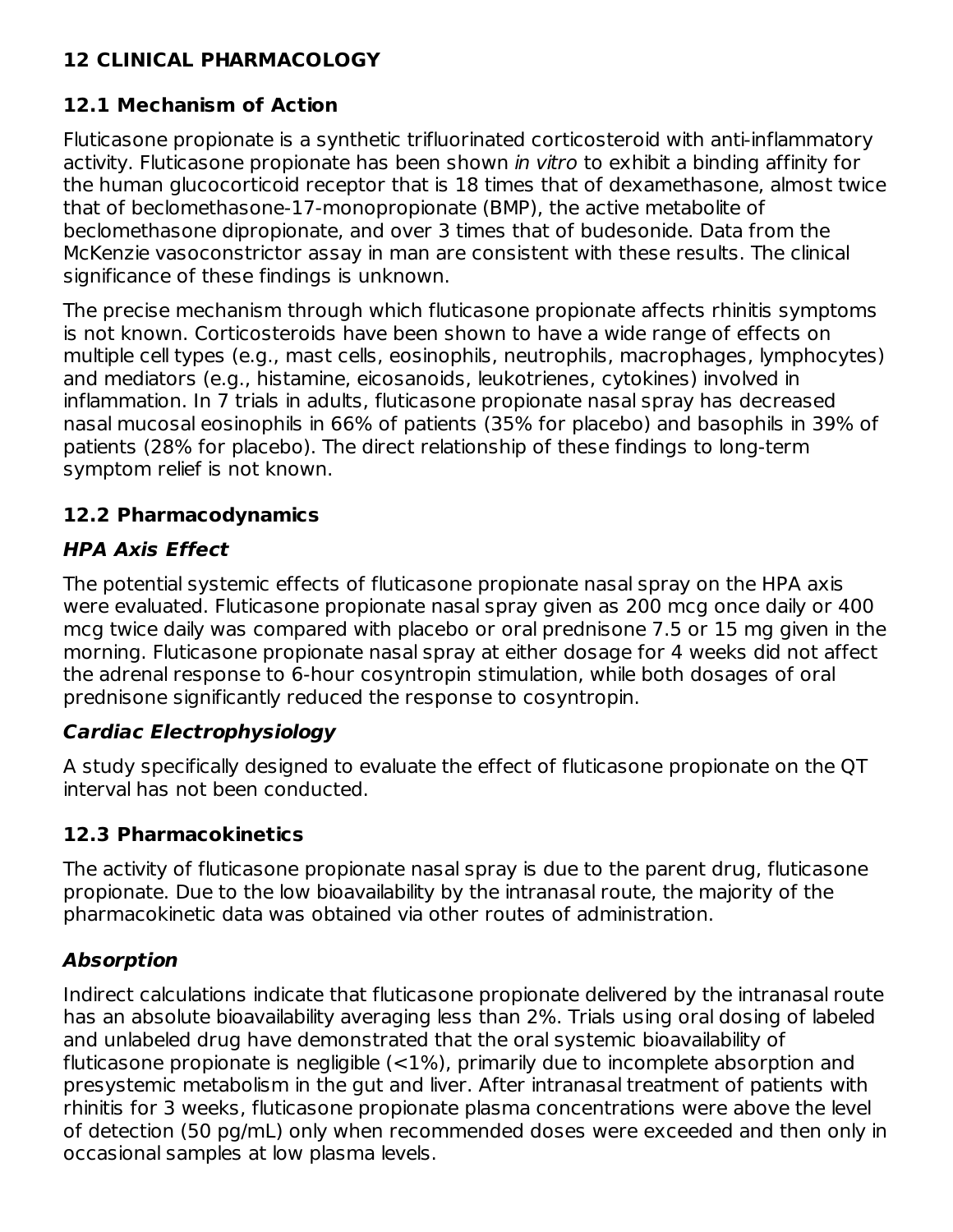## 12 CLINICAL PHARMACOLOGY

### 12.1 Mechanism of Action

Fluticasone propionate is a synthetic trifluorinated corticosteroid with anti-inflammatory activity. Fluticasone propionate has been shown *in vitro* to exhibit a binding affinity for the human glucocorticoid receptor that is 18 times that of dexamethasone, almost twice that of beclomethasone-17-monopropionate (BMP), the active metabolite of beclomethasone dipropionate, and over 3 times that of budesonide. Data from the McKenzie vasoconstrictor assay in man are consistent with these results. The clinical significance of these findings is unknown.

The precise mechanism through which fluticasone propionate affects rhinitis symptoms is not known. Corticosteroids have been shown to have a wide range of effects on multiple cell types (e.g., mast cells, eosinophils, neutrophils, macrophages, lymphocytes) and mediators (e.g., histamine, eicosanoids, leukotrienes, cytokines) involved in inflammation. In 7 trials in adults, fluticasone propionate nasal spray has decreased nasal mucosal eosinophils in 66% of patients (35% for placebo) and basophils in 39% of patients (28% for placebo). The direct relationship of these findings to long-term symptom relief is not known.

### 12.2 Pharmacodynamics

#### *HPA Axis Effect*

The potential systemic effects of fluticasone propionate nasal spray on the HPA axis were evaluated. Fluticasone propionate nasal spray given as 200 mcg once daily or 400 mcg twice daily was compared with placebo or oral prednisone 7.5 or 15 mg given in the morning. Fluticasone propionate nasal spray at either dosage for 4 weeks did not affect the adrenal response to 6-hour cosyntropin stimulation, while both dosages of oral prednisone significantly reduced the response to cosyntropin.

#### *Cardiac Electrophysiology*

A study specifically designed to evaluate the effect of fluticasone propionate on the QT interval has not been conducted.

### 12.3 Pharmacokinetics

The activity of fluticasone propionate nasal spray is due to the parent drug, fluticasone propionate. Due to the low bioavailability by the intranasal route, the majority of the pharmacokinetic data was obtained via other routes of administration.

#### *Absorption*

Indirect calculations indicate that fluticasone propionate delivered by the intranasal route has an absolute bioavailability averaging less than 2%. Trials using oral dosing of labeled and unlabeled drug have demonstrated that the oral systemic bioavailability of fluticasone propionate is negligible (<1%), primarily due to incomplete absorption and presystemic metabolism in the gut and liver. After intranasal treatment of patients with rhinitis for 3 weeks, fluticasone propionate plasma concentrations were above the level of detection (50 pg/mL) only when recommended doses were exceeded and then only in occasional samples at low plasma levels.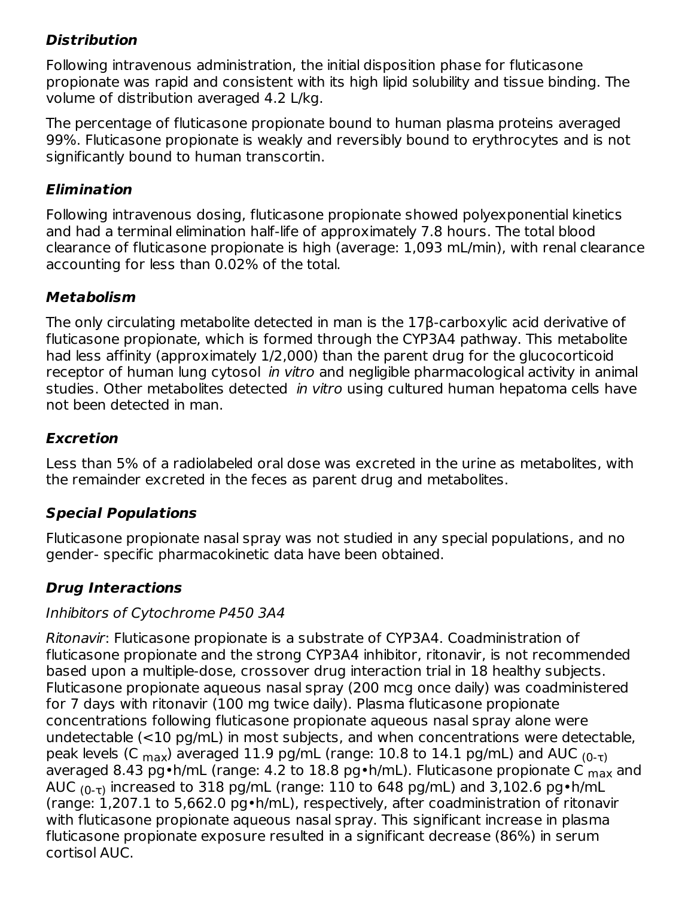### *Distribution*

Following intravenous administration, the initial disposition phase for fluticasone propionate was rapid and consistent with its high lipid solubility and tissue binding. The volume of distribution averaged 4.2 L/kg.

The percentage of fluticasone propionate bound to human plasma proteins averaged 99%. Fluticasone propionate is weakly and reversibly bound to erythrocytes and is not significantly bound to human transcortin.

### *Elimination*

Following intravenous dosing, fluticasone propionate showed polyexponential kinetics and had a terminal elimination half-life of approximately 7.8 hours. The total blood clearance of fluticasone propionate is high (average: 1,093 mL/min), with renal clearance accounting for less than 0.02% of the total.

### *Metabolism*

The only circulating metabolite detected in man is the 17β-carboxylic acid derivative of fluticasone propionate, which is formed through the CYP3A4 pathway. This metabolite had less affinity (approximately 1/2,000) than the parent drug for the glucocorticoid receptor of human lung cytosol *in vitro* and negligible pharmacological activity in animal studies. Other metabolites detected *in vitro* using cultured human hepatoma cells have not been detected in man.

### *Excretion*

Less than 5% of a radiolabeled oral dose was excreted in the urine as metabolites, with the remainder excreted in the feces as parent drug and metabolites.

### *Special Populations*

Fluticasone propionate nasal spray was not studied in any special populations, and no gender- specific pharmacokinetic data have been obtained.

### *Drug Interactions*

*Inhibitors of Cytochrome P450 3A4*

*Ritonavir*: Fluticasone propionate is a substrate of CYP3A4. Coadministration of fluticasone propionate and the strong CYP3A4 inhibitor, ritonavir, is not recommended based upon a multiple-dose, crossover drug interaction trial in 18 healthy subjects. Fluticasone propionate aqueous nasal spray (200 mcg once daily) was coadministered for 7 days with ritonavir (100 mg twice daily). Plasma fluticasone propionate concentrations following fluticasone propionate aqueous nasal spray alone were undetectable (<10 pg/mL) in most subjects, and when concentrations were detectable, peak levels ($C_{max}$) averaged 11.9 pg/mL (range: 10.8 to 14.1 pg/mL) and $AUC_{(0-\tau)}$ averaged 8.43 pg•h/mL (range: 4.2 to 18.8 pg•h/mL). Fluticasone propionate $C_{max}$ and $AUC_{(0-\tau)}$ increased to 318 pg/mL (range: 110 to 648 pg/mL) and 3,102.6 pg•h/mL (range: 1,207.1 to 5,662.0 pg•h/mL), respectively, after coadministration of ritonavir with fluticasone propionate aqueous nasal spray. This significant increase in plasma fluticasone propionate exposure resulted in a significant decrease (86%) in serum cortisol AUC.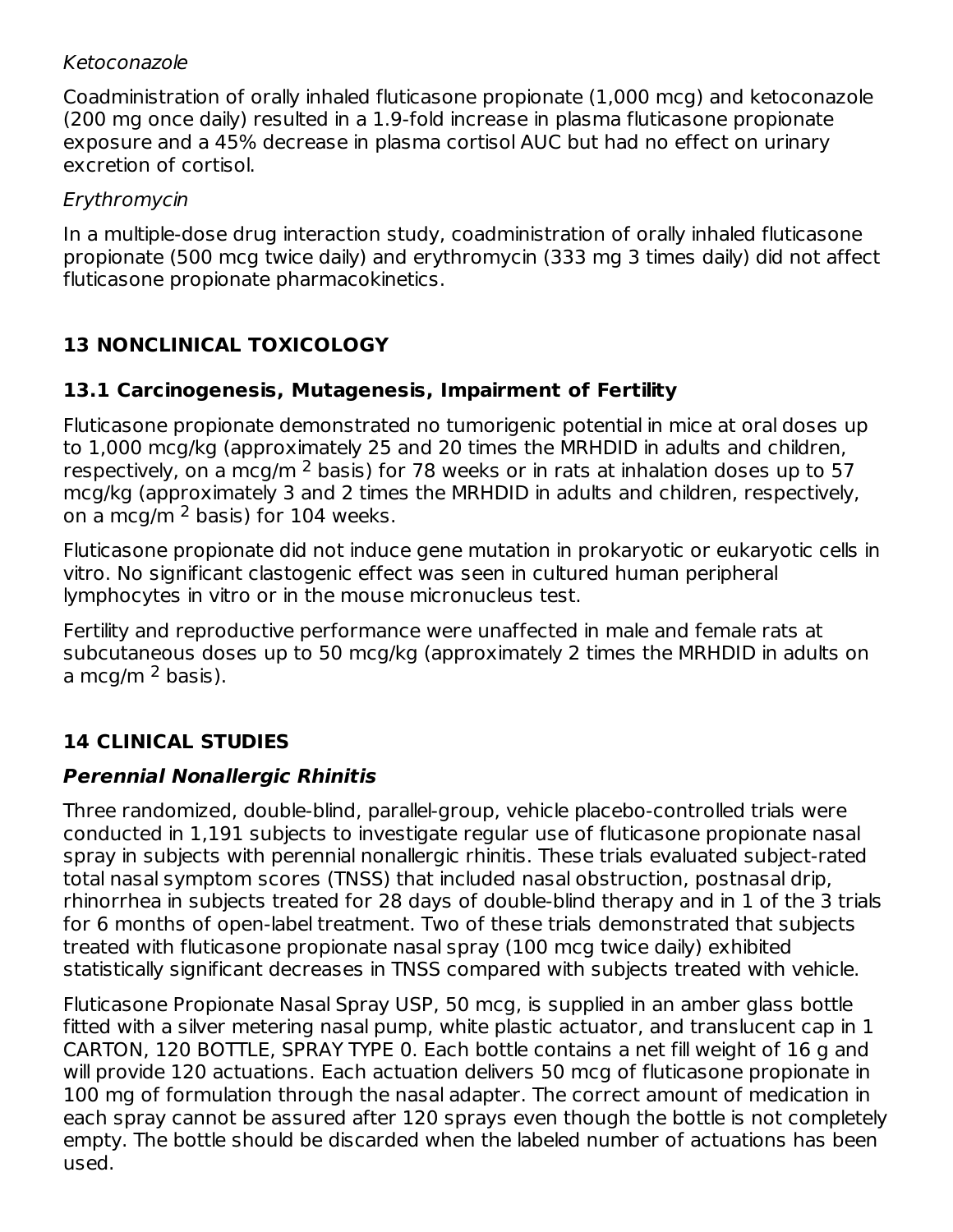*Ketoconazole*

Coadministration of orally inhaled fluticasone propionate (1,000 mcg) and ketoconazole (200 mg once daily) resulted in a 1.9-fold increase in plasma fluticasone propionate exposure and a 45% decrease in plasma cortisol AUC but had no effect on urinary excretion of cortisol.

*Erythromycin*

In a multiple-dose drug interaction study, coadministration of orally inhaled fluticasone propionate (500 mcg twice daily) and erythromycin (333 mg 3 times daily) did not affect fluticasone propionate pharmacokinetics.

## 13 NONCLINICAL TOXICOLOGY

### 13.1 Carcinogenesis, Mutagenesis, Impairment of Fertility

Fluticasone propionate demonstrated no tumorigenic potential in mice at oral doses up to 1,000 mcg/kg (approximately 25 and 20 times the MRHDID in adults and children, respectively, on a mcg/m$^2$ basis) for 78 weeks or in rats at inhalation doses up to 57 mcg/kg (approximately 3 and 2 times the MRHDID in adults and children, respectively, on a mcg/m$^2$ basis) for 104 weeks.

Fluticasone propionate did not induce gene mutation in prokaryotic or eukaryotic cells in vitro. No significant clastogenic effect was seen in cultured human peripheral lymphocytes in vitro or in the mouse micronucleus test.

Fertility and reproductive performance were unaffected in male and female rats at subcutaneous doses up to 50 mcg/kg (approximately 2 times the MRHDID in adults on a mcg/m$^2$ basis).

## 14 CLINICAL STUDIES

### *Perennial Nonallergic Rhinitis*

Three randomized, double-blind, parallel-group, vehicle placebo-controlled trials were conducted in 1,191 subjects to investigate regular use of fluticasone propionate nasal spray in subjects with perennial nonallergic rhinitis. These trials evaluated subject-rated total nasal symptom scores (TNSS) that included nasal obstruction, postnasal drip, rhinorrhea in subjects treated for 28 days of double-blind therapy and in 1 of the 3 trials for 6 months of open-label treatment. Two of these trials demonstrated that subjects treated with fluticasone propionate nasal spray (100 mcg twice daily) exhibited statistically significant decreases in TNSS compared with subjects treated with vehicle.

Fluticasone Propionate Nasal Spray USP, 50 mcg, is supplied in an amber glass bottle fitted with a silver metering nasal pump, white plastic actuator, and translucent cap in 1 CARTON, 120 BOTTLE, SPRAY TYPE 0. Each bottle contains a net fill weight of 16 g and will provide 120 actuations. Each actuation delivers 50 mcg of fluticasone propionate in 100 mg of formulation through the nasal adapter. The correct amount of medication in each spray cannot be assured after 120 sprays even though the bottle is not completely empty. The bottle should be discarded when the labeled number of actuations has been used.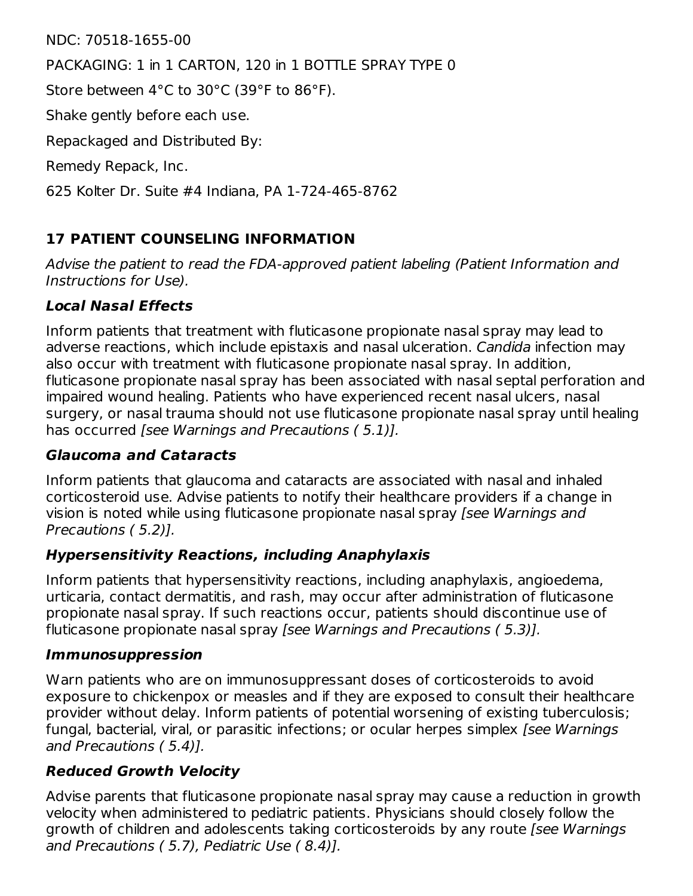NDC: 70518-1655-00

PACKAGING: 1 in 1 CARTON, 120 in 1 BOTTLE SPRAY TYPE 0

Store between 4°C to 30°C (39°F to 86°F).

Shake gently before each use.

Repackaged and Distributed By:

Remedy Repack, Inc.

625 Kolter Dr. Suite #4 Indiana, PA 1-724-465-8762

## 17 PATIENT COUNSELING INFORMATION

*Advise the patient to read the FDA-approved patient labeling (Patient Information and Instructions for Use).*

### *Local Nasal Effects*

Inform patients that treatment with fluticasone propionate nasal spray may lead to adverse reactions, which include epistaxis and nasal ulceration. *Candida* infection may also occur with treatment with fluticasone propionate nasal spray. In addition, fluticasone propionate nasal spray has been associated with nasal septal perforation and impaired wound healing. Patients who have experienced recent nasal ulcers, nasal surgery, or nasal trauma should not use fluticasone propionate nasal spray until healing has occurred *[see Warnings and Precautions ( 5.1)].*

### *Glaucoma and Cataracts*

Inform patients that glaucoma and cataracts are associated with nasal and inhaled corticosteroid use. Advise patients to notify their healthcare providers if a change in vision is noted while using fluticasone propionate nasal spray *[see Warnings and Precautions ( 5.2)].*

### *Hypersensitivity Reactions, including Anaphylaxis*

Inform patients that hypersensitivity reactions, including anaphylaxis, angioedema, urticaria, contact dermatitis, and rash, may occur after administration of fluticasone propionate nasal spray. If such reactions occur, patients should discontinue use of fluticasone propionate nasal spray *[see Warnings and Precautions ( 5.3)].*

### *Immunosuppression*

Warn patients who are on immunosuppressant doses of corticosteroids to avoid exposure to chickenpox or measles and if they are exposed to consult their healthcare provider without delay. Inform patients of potential worsening of existing tuberculosis; fungal, bacterial, viral, or parasitic infections; or ocular herpes simplex *[see Warnings and Precautions ( 5.4)].*

### *Reduced Growth Velocity*

Advise parents that fluticasone propionate nasal spray may cause a reduction in growth velocity when administered to pediatric patients. Physicians should closely follow the growth of children and adolescents taking corticosteroids by any route *[see Warnings and Precautions ( 5.7), Pediatric Use ( 8.4)].*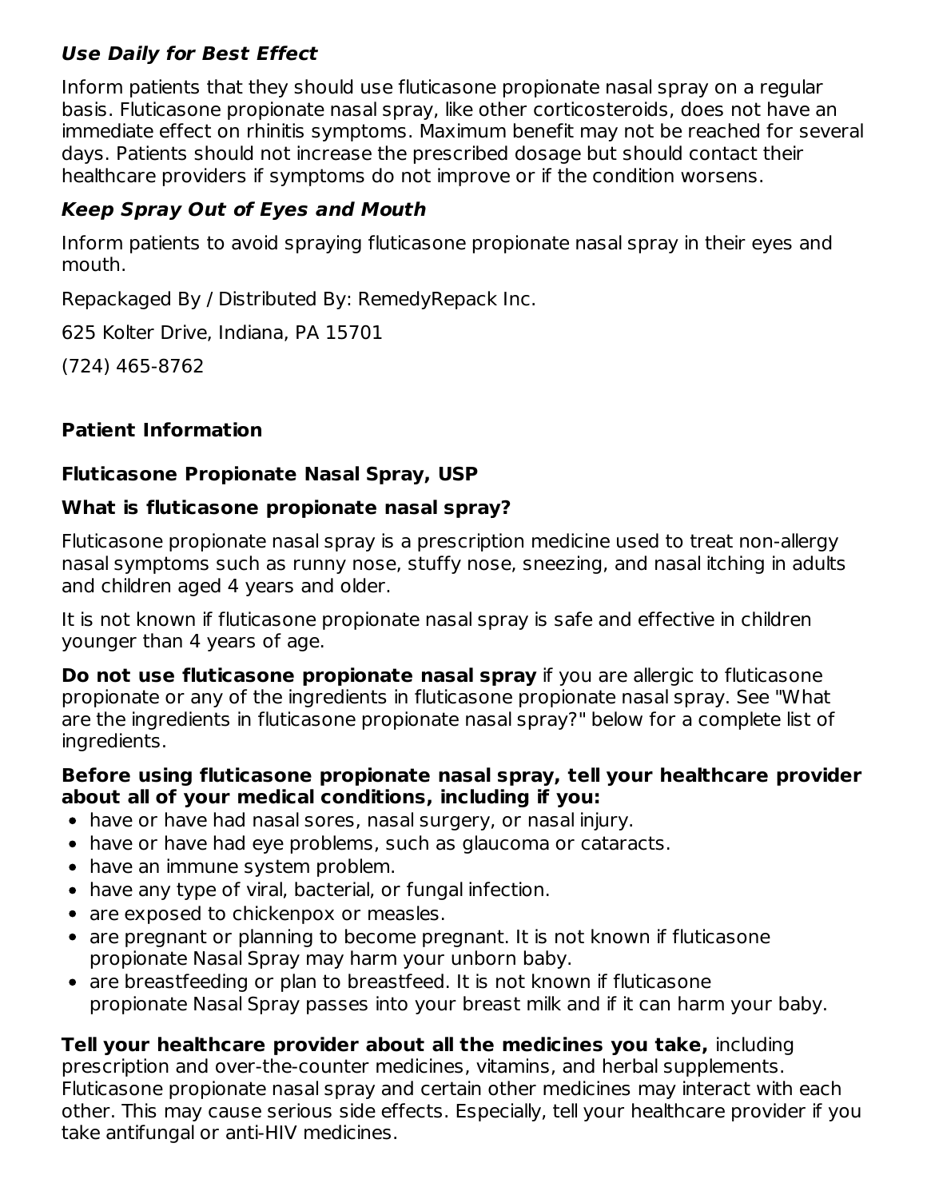### *Use Daily for Best Effect*

Inform patients that they should use fluticasone propionate nasal spray on a regular basis. Fluticasone propionate nasal spray, like other corticosteroids, does not have an immediate effect on rhinitis symptoms. Maximum benefit may not be reached for several days. Patients should not increase the prescribed dosage but should contact their healthcare providers if symptoms do not improve or if the condition worsens.

### *Keep Spray Out of Eyes and Mouth*

Inform patients to avoid spraying fluticasone propionate nasal spray in their eyes and mouth.

Repackaged By / Distributed By: RemedyRepack Inc.

625 Kolter Drive, Indiana, PA 15701

(724) 465-8762

## Patient Information

### Fluticasone Propionate Nasal Spray, USP

### What is fluticasone propionate nasal spray?

Fluticasone propionate nasal spray is a prescription medicine used to treat non-allergy nasal symptoms such as runny nose, stuffy nose, sneezing, and nasal itching in adults and children aged 4 years and older.

It is not known if fluticasone propionate nasal spray is safe and effective in children younger than 4 years of age.

**Do not use fluticasone propionate nasal spray** if you are allergic to fluticasone propionate or any of the ingredients in fluticasone propionate nasal spray. See "What are the ingredients in fluticasone propionate nasal spray?" below for a complete list of ingredients.

**Before using fluticasone propionate nasal spray, tell your healthcare provider about all of your medical conditions, including if you:**

- have or have had nasal sores, nasal surgery, or nasal injury.
- have or have had eye problems, such as glaucoma or cataracts.
- have an immune system problem.
- have any type of viral, bacterial, or fungal infection.
- are exposed to chickenpox or measles.
- are pregnant or planning to become pregnant. It is not known if fluticasone propionate Nasal Spray may harm your unborn baby.
- are breastfeeding or plan to breastfeed. It is not known if fluticasone propionate Nasal Spray passes into your breast milk and if it can harm your baby.

**Tell your healthcare provider about all the medicines you take,** including prescription and over-the-counter medicines, vitamins, and herbal supplements. Fluticasone propionate nasal spray and certain other medicines may interact with each other. This may cause serious side effects. Especially, tell your healthcare provider if you take antifungal or anti-HIV medicines.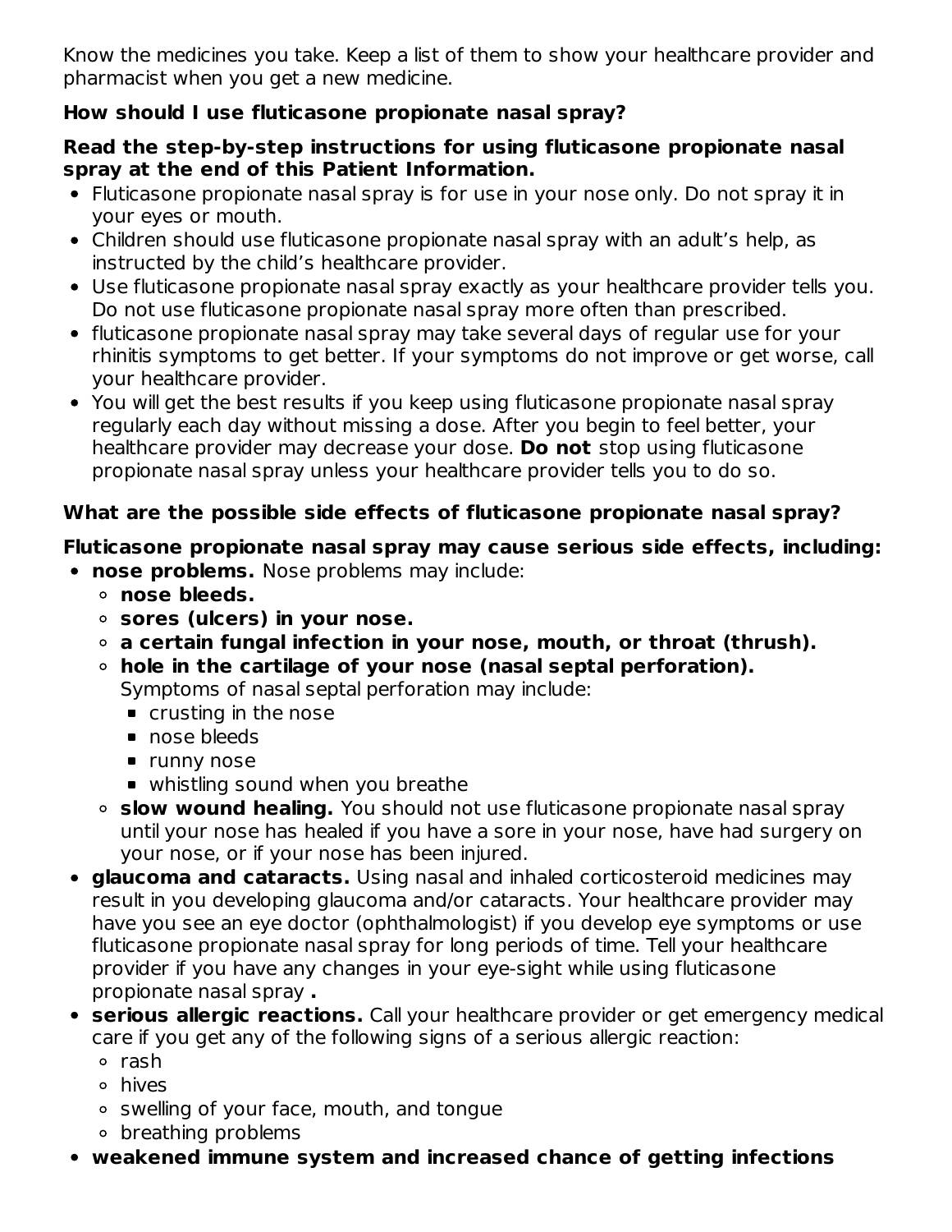Know the medicines you take. Keep a list of them to show your healthcare provider and pharmacist when you get a new medicine.

**How should I use fluticasone propionate nasal spray?**

**Read the step-by-step instructions for using fluticasone propionate nasal spray at the end of this Patient Information.**

- Fluticasone propionate nasal spray is for use in your nose only. Do not spray it in your eyes or mouth.
- Children should use fluticasone propionate nasal spray with an adult's help, as instructed by the child's healthcare provider.
- Use fluticasone propionate nasal spray exactly as your healthcare provider tells you. Do not use fluticasone propionate nasal spray more often than prescribed.
- fluticasone propionate nasal spray may take several days of regular use for your rhinitis symptoms to get better. If your symptoms do not improve or get worse, call your healthcare provider.
- You will get the best results if you keep using fluticasone propionate nasal spray regularly each day without missing a dose. After you begin to feel better, your healthcare provider may decrease your dose. **Do not** stop using fluticasone propionate nasal spray unless your healthcare provider tells you to do so.

**What are the possible side effects of fluticasone propionate nasal spray?**

**Fluticasone propionate nasal spray may cause serious side effects, including:**

- **nose problems.** Nose problems may include:
  - **nose bleeds.**
  - **sores (ulcers) in your nose.**
  - **a certain fungal infection in your nose, mouth, or throat (thrush).**
  - **hole in the cartilage of your nose (nasal septal perforation).** Symptoms of nasal septal perforation may include:
    - crusting in the nose
    - nose bleeds
    - runny nose
    - whistling sound when you breathe
  - **slow wound healing.** You should not use fluticasone propionate nasal spray until your nose has healed if you have a sore in your nose, have had surgery on your nose, or if your nose has been injured.
- **glaucoma and cataracts.** Using nasal and inhaled corticosteroid medicines may result in you developing glaucoma and/or cataracts. Your healthcare provider may have you see an eye doctor (ophthalmologist) if you develop eye symptoms or use fluticasone propionate nasal spray for long periods of time. Tell your healthcare provider if you have any changes in your eye-sight while using fluticasone propionate nasal spray **.**
- **serious allergic reactions.** Call your healthcare provider or get emergency medical care if you get any of the following signs of a serious allergic reaction:
  - rash
  - hives
  - swelling of your face, mouth, and tongue
  - breathing problems
- **weakened immune system and increased chance of getting infections**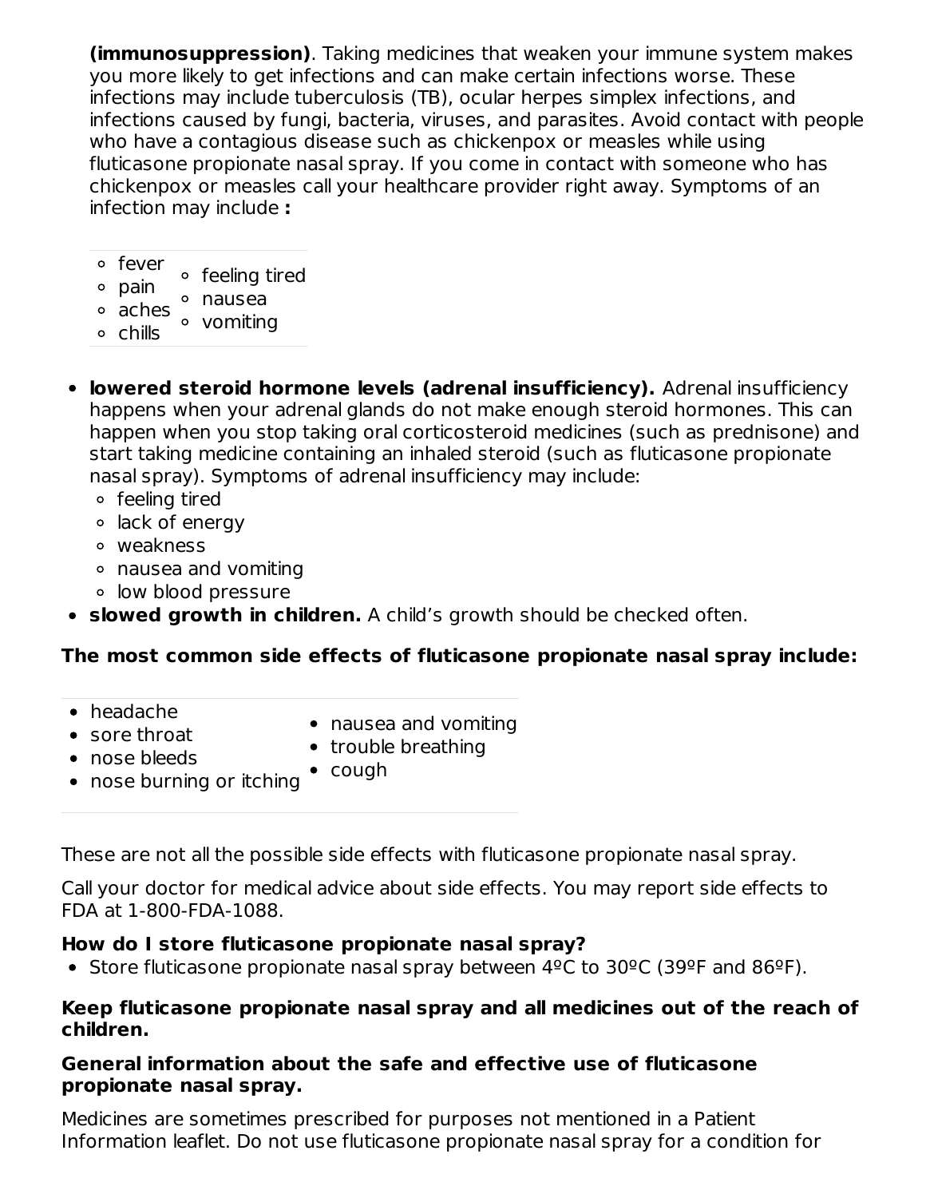**(immunosuppression)**. Taking medicines that weaken your immune system makes you more likely to get infections and can make certain infections worse. These infections may include tuberculosis (TB), ocular herpes simplex infections, and infections caused by fungi, bacteria, viruses, and parasites. Avoid contact with people who have a contagious disease such as chickenpox or measles while using fluticasone propionate nasal spray. If you come in contact with someone who has chickenpox or measles call your healthcare provider right away. Symptoms of an infection may include **:**

  - fever
  - pain
  - aches
  - chills
  - feeling tired
  - nausea
  - vomiting

- **lowered steroid hormone levels (adrenal insufficiency).** Adrenal insufficiency happens when your adrenal glands do not make enough steroid hormones. This can happen when you stop taking oral corticosteroid medicines (such as prednisone) and start taking medicine containing an inhaled steroid (such as fluticasone propionate nasal spray). Symptoms of adrenal insufficiency may include:
  - feeling tired
  - lack of energy
  - weakness
  - nausea and vomiting
  - low blood pressure
- **slowed growth in children.** A child's growth should be checked often.

**The most common side effects of fluticasone propionate nasal spray include:**

- headache
- sore throat
- nose bleeds
- nose burning or itching
- nausea and vomiting
- trouble breathing
- cough

These are not all the possible side effects with fluticasone propionate nasal spray.

Call your doctor for medical advice about side effects. You may report side effects to FDA at 1-800-FDA-1088.

**How do I store fluticasone propionate nasal spray?**

- Store fluticasone propionate nasal spray between 4ºC to 30ºC (39ºF and 86ºF).

**Keep fluticasone propionate nasal spray and all medicines out of the reach of children.**

**General information about the safe and effective use of fluticasone propionate nasal spray.**

Medicines are sometimes prescribed for purposes not mentioned in a Patient Information leaflet. Do not use fluticasone propionate nasal spray for a condition for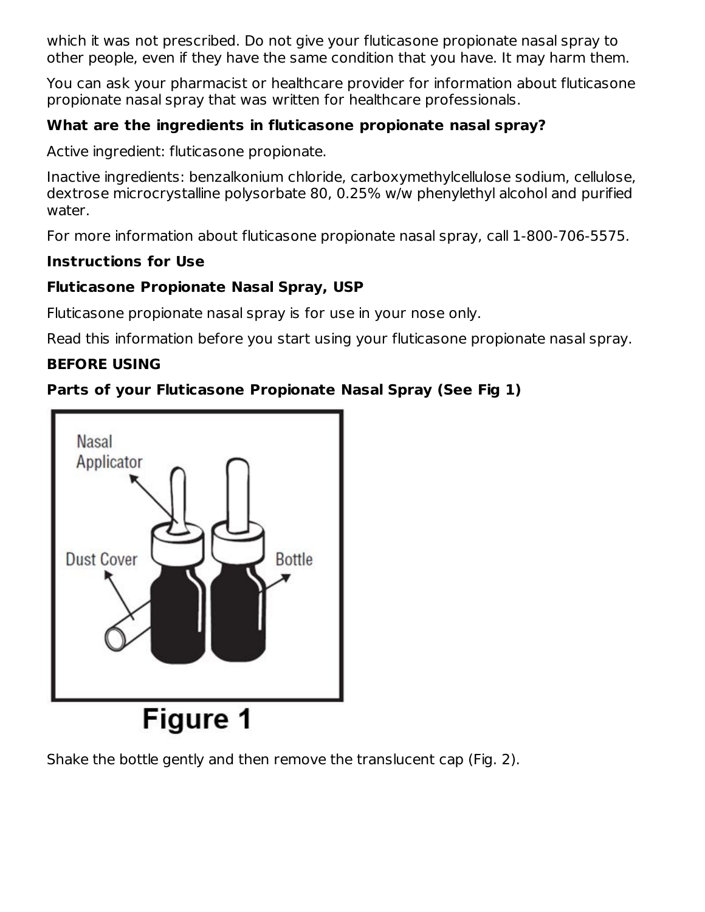which it was not prescribed. Do not give your fluticasone propionate nasal spray to other people, even if they have the same condition that you have. It may harm them.

You can ask your pharmacist or healthcare provider for information about fluticasone propionate nasal spray that was written for healthcare professionals.

**What are the ingredients in fluticasone propionate nasal spray?**

Active ingredient: fluticasone propionate.

Inactive ingredients: benzalkonium chloride, carboxymethylcellulose sodium, cellulose, dextrose microcrystalline polysorbate 80, 0.25% w/w phenylethyl alcohol and purified water.

For more information about fluticasone propionate nasal spray, call 1-800-706-5575.

**Instructions for Use**

**Fluticasone Propionate Nasal Spray, USP**

Fluticasone propionate nasal spray is for use in your nose only.

Read this information before you start using your fluticasone propionate nasal spray.

**BEFORE USING**

**Parts of your Fluticasone Propionate Nasal Spray (See Fig 1)**

Nasal Applicator

Dust Cover

Bottle

Figure 1

Shake the bottle gently and then remove the translucent cap (Fig. 2).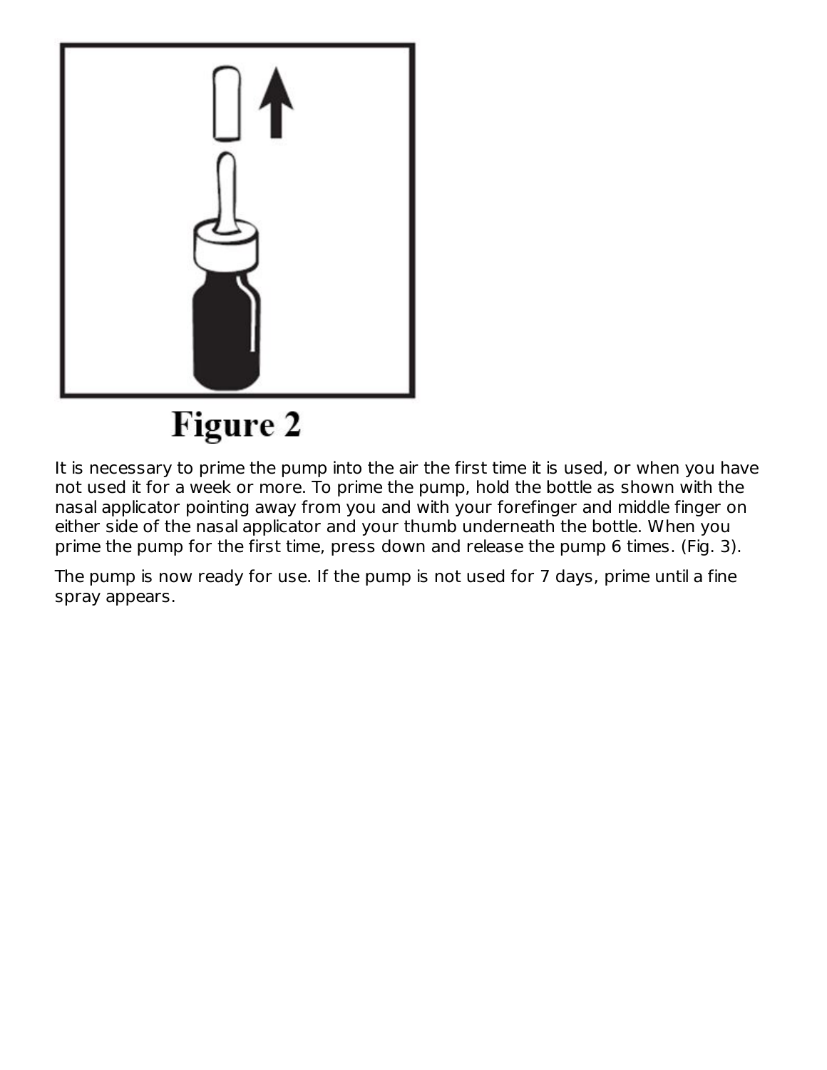Figure 2

It is necessary to prime the pump into the air the first time it is used, or when you have not used it for a week or more. To prime the pump, hold the bottle as shown with the nasal applicator pointing away from you and with your forefinger and middle finger on either side of the nasal applicator and your thumb underneath the bottle. When you prime the pump for the first time, press down and release the pump 6 times. (Fig. 3).

The pump is now ready for use. If the pump is not used for 7 days, prime until a fine spray appears.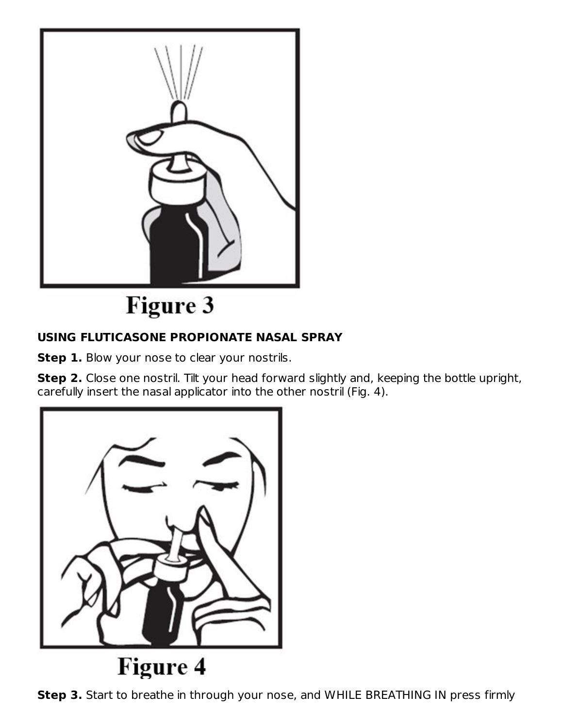Figure 3

**USING FLUTICASONE PROPIONATE NASAL SPRAY**

**Step 1.** Blow your nose to clear your nostrils.

**Step 2.** Close one nostril. Tilt your head forward slightly and, keeping the bottle upright, carefully insert the nasal applicator into the other nostril (Fig. 4).

Figure 4

**Step 3.** Start to breathe in through your nose, and WHILE BREATHING IN press firmly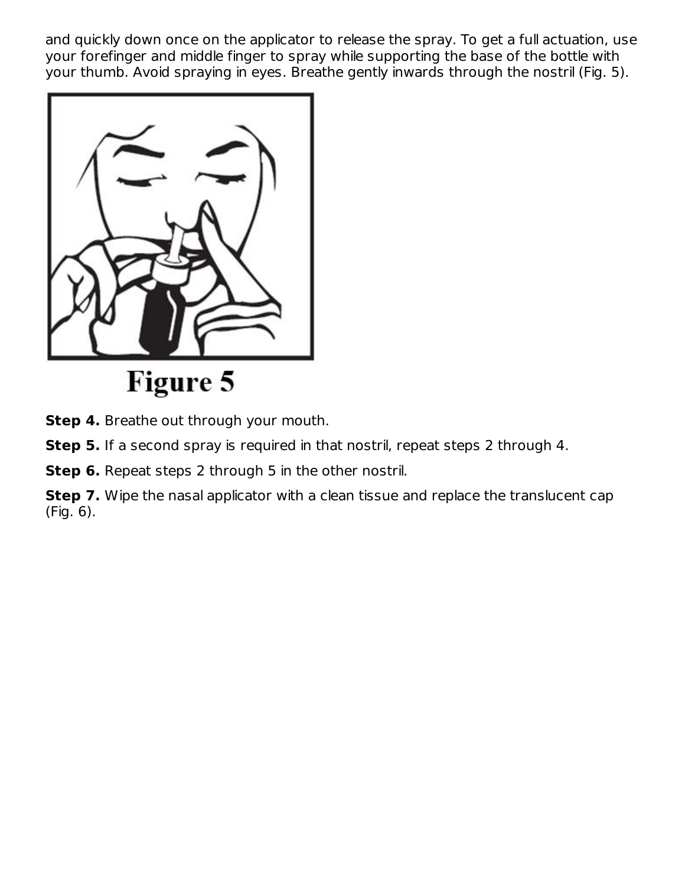and quickly down once on the applicator to release the spray. To get a full actuation, use your forefinger and middle finger to spray while supporting the base of the bottle with your thumb. Avoid spraying in eyes. Breathe gently inwards through the nostril (Fig. 5).

Figure 5

**Step 4.** Breathe out through your mouth.

**Step 5.** If a second spray is required in that nostril, repeat steps 2 through 4.

**Step 6.** Repeat steps 2 through 5 in the other nostril.

**Step 7.** Wipe the nasal applicator with a clean tissue and replace the translucent cap (Fig. 6).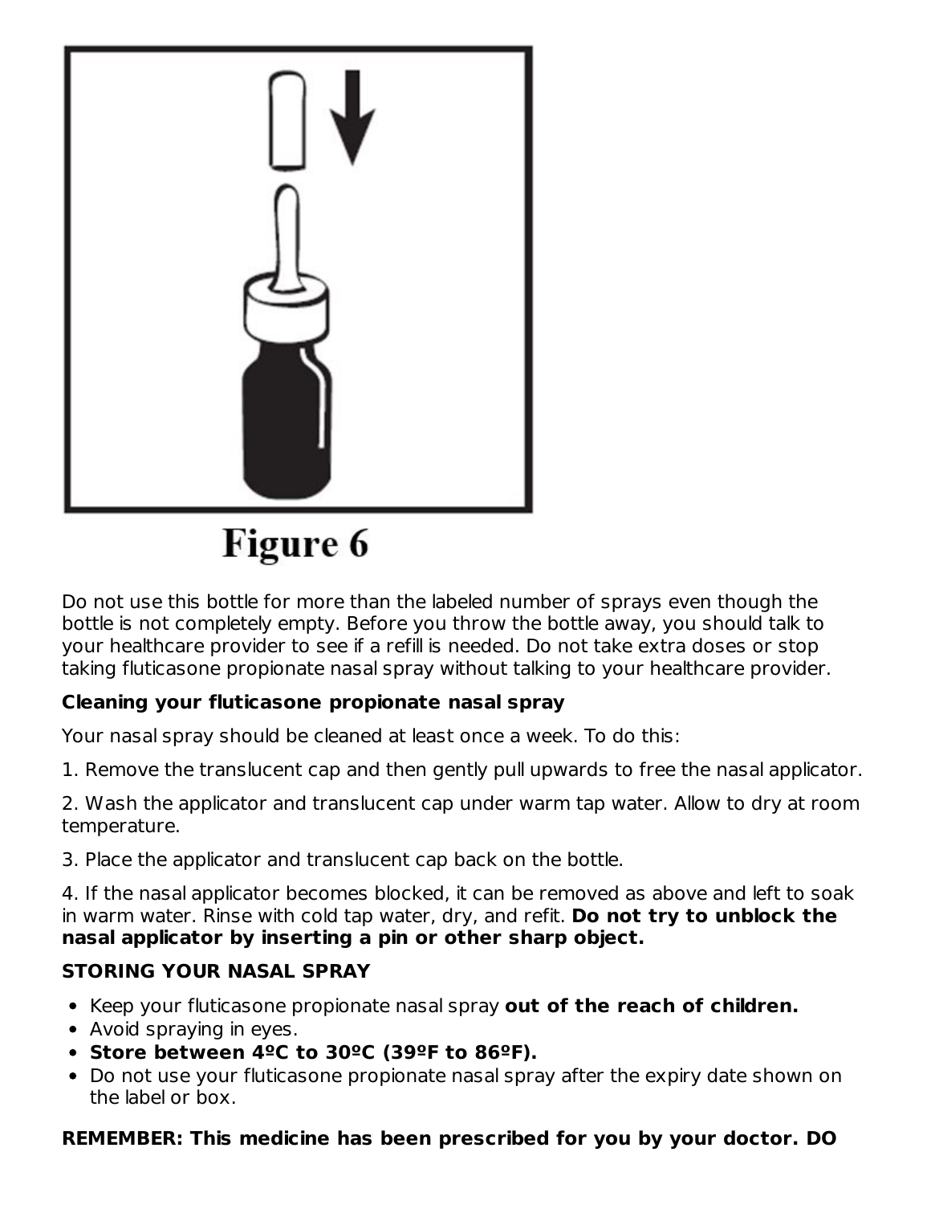Figure 6

Do not use this bottle for more than the labeled number of sprays even though the bottle is not completely empty. Before you throw the bottle away, you should talk to your healthcare provider to see if a refill is needed. Do not take extra doses or stop taking fluticasone propionate nasal spray without talking to your healthcare provider.

**Cleaning your fluticasone propionate nasal spray**

Your nasal spray should be cleaned at least once a week. To do this:

1. Remove the translucent cap and then gently pull upwards to free the nasal applicator.

2. Wash the applicator and translucent cap under warm tap water. Allow to dry at room temperature.

3. Place the applicator and translucent cap back on the bottle.

4. If the nasal applicator becomes blocked, it can be removed as above and left to soak in warm water. Rinse with cold tap water, dry, and refit. **Do not try to unblock the nasal applicator by inserting a pin or other sharp object.**

**STORING YOUR NASAL SPRAY**

- Keep your fluticasone propionate nasal spray **out of the reach of children.**
- Avoid spraying in eyes.
- **Store between 4ºC to 30ºC (39ºF to 86ºF).**
- Do not use your fluticasone propionate nasal spray after the expiry date shown on the label or box.

**REMEMBER: This medicine has been prescribed for you by your doctor. DO**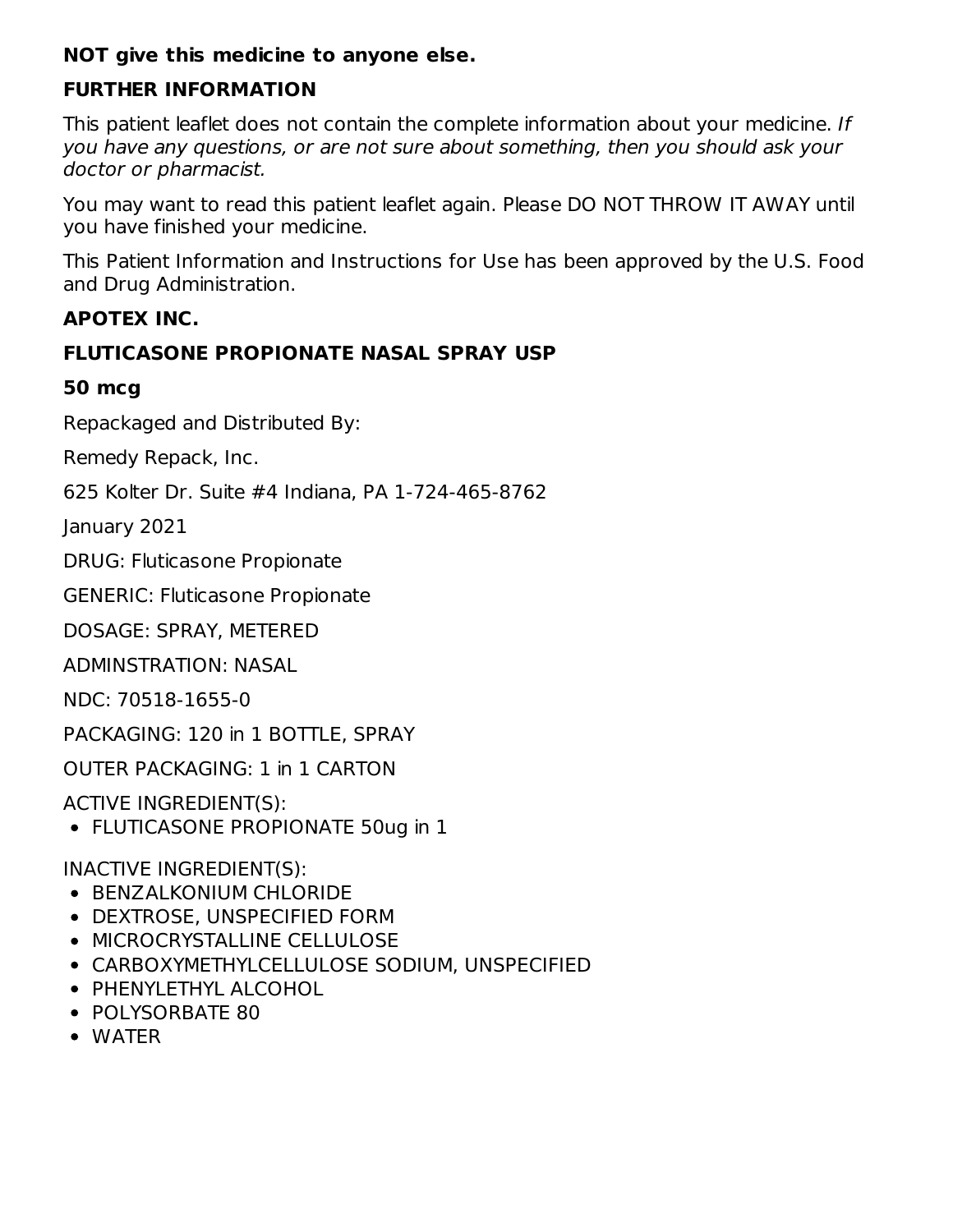**NOT give this medicine to anyone else.**

**FURTHER INFORMATION**

This patient leaflet does not contain the complete information about your medicine. *If you have any questions, or are not sure about something, then you should ask your doctor or pharmacist.*

You may want to read this patient leaflet again. Please DO NOT THROW IT AWAY until you have finished your medicine.

This Patient Information and Instructions for Use has been approved by the U.S. Food and Drug Administration.

**APOTEX INC.**

**FLUTICASONE PROPIONATE NASAL SPRAY USP**

**50 mcg**

Repackaged and Distributed By:

Remedy Repack, Inc.

625 Kolter Dr. Suite #4 Indiana, PA 1-724-465-8762

January 2021

DRUG: Fluticasone Propionate

GENERIC: Fluticasone Propionate

DOSAGE: SPRAY, METERED

ADMINSTRATION: NASAL

NDC: 70518-1655-0

PACKAGING: 120 in 1 BOTTLE, SPRAY

OUTER PACKAGING: 1 in 1 CARTON

ACTIVE INGREDIENT(S):

- FLUTICASONE PROPIONATE 50ug in 1

INACTIVE INGREDIENT(S):

- BENZALKONIUM CHLORIDE
- DEXTROSE, UNSPECIFIED FORM
- MICROCRYSTALLINE CELLULOSE
- CARBOXYMETHYLCELLULOSE SODIUM, UNSPECIFIED
- PHENYLETHYL ALCOHOL
- POLYSORBATE 80
- WATER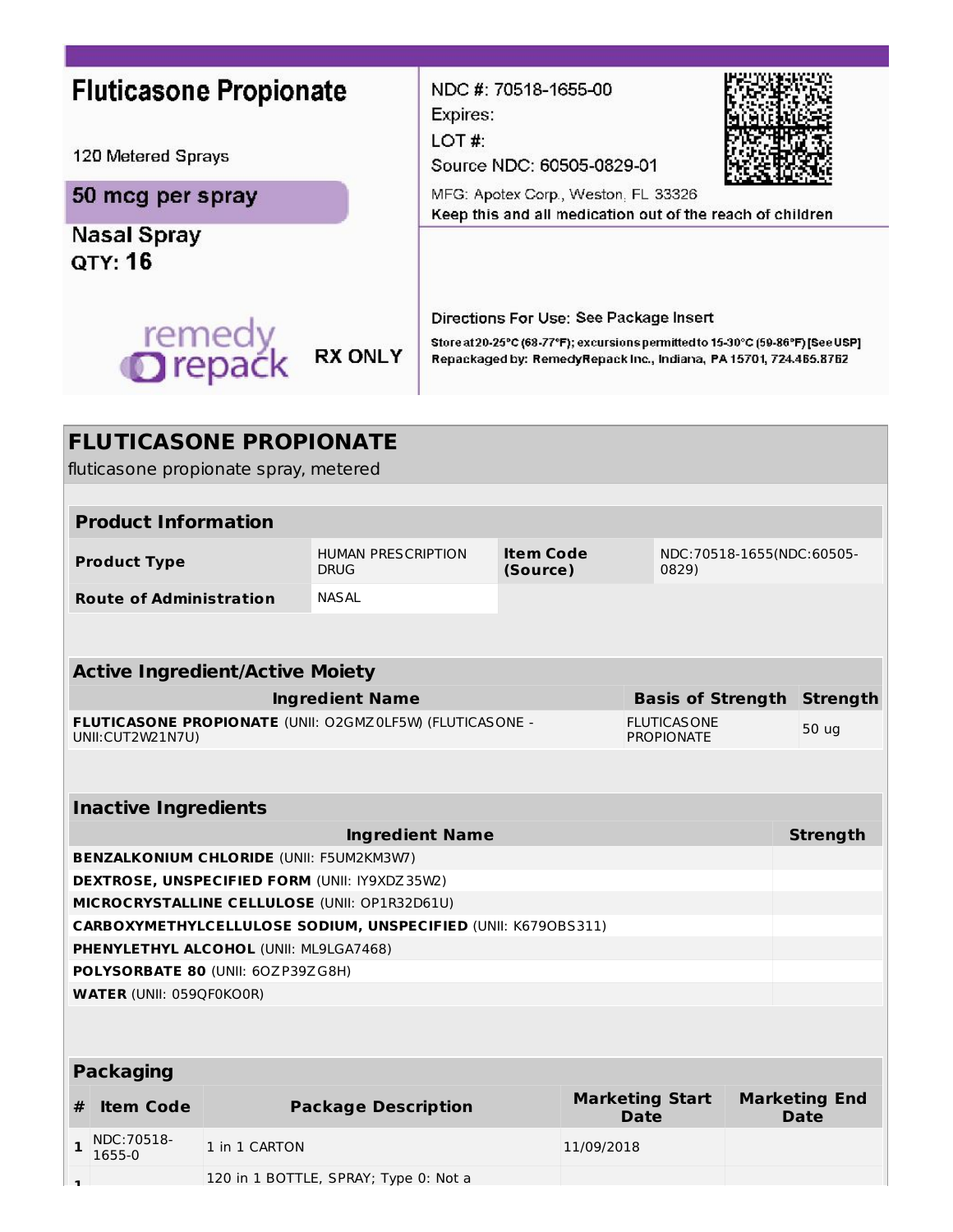Fluticasone Propionate

120 Metered Sprays

**50 mcg per spray**

Nasal Spray
QTY: 16

remedy repack

RX ONLY

NDC #: 70518-1655-00
Expires:
LOT #:
Source NDC: 60505-0829-01

MFG: Apotex Corp., Weston, FL 33326
Keep this and all medication out of the reach of children

Directions For Use: See Package Insert
Store at 20-25°C (68-77°F); excursions permitted to 15-30°C (59-86°F) [See USP]
Repackaged by: RemedyRepack Inc., Indiana, PA 15701, 724.465.8762

# FLUTICASONE PROPIONATE

fluticasone propionate spray, metered

| Product Information | | | |
|---|---|---|---|
| **Product Type** | HUMAN PRESCRIPTION DRUG | **Item Code (Source)** | NDC:70518-1655(NDC:60505-0829) |
| **Route of Administration** | NASAL | | |

| Active Ingredient/Active Moiety | | |
|---|---|---|
| **Ingredient Name** | **Basis of Strength** | **Strength** |
| **FLUTICASONE PROPIONATE** (UNII: O2GMZ0LF5W) (FLUTICASONE - UNII:CUT2W21N7U) | FLUTICASONE PROPIONATE | 50 ug |

| Inactive Ingredients | |
|---|---|
| **Ingredient Name** | **Strength** |
| **BENZALKONIUM CHLORIDE** (UNII: F5UM2KM3W7) | |
| **DEXTROSE, UNSPECIFIED FORM** (UNII: IY9XDZ35W2) | |
| **MICROCRYSTALLINE CELLULOSE** (UNII: OP1R32D61U) | |
| **CARBOXYMETHYLCELLULOSE SODIUM, UNSPECIFIED** (UNII: K679OBS311) | |
| **PHENYLETHYL ALCOHOL** (UNII: ML9LGA7468) | |
| **POLYSORBATE 80** (UNII: 6OZP39ZG8H) | |
| **WATER** (UNII: 059QF0KO0R) | |

| Packaging | | | | |
|---|---|---|---|---|
| **#** | **Item Code** | **Package Description** | **Marketing Start Date** | **Marketing End Date** |
| **1** | NDC:70518-1655-0 | 1 in 1 CARTON | 11/09/2018 | |
| **1** | | 120 in 1 BOTTLE, SPRAY; Type 0: Not a | | |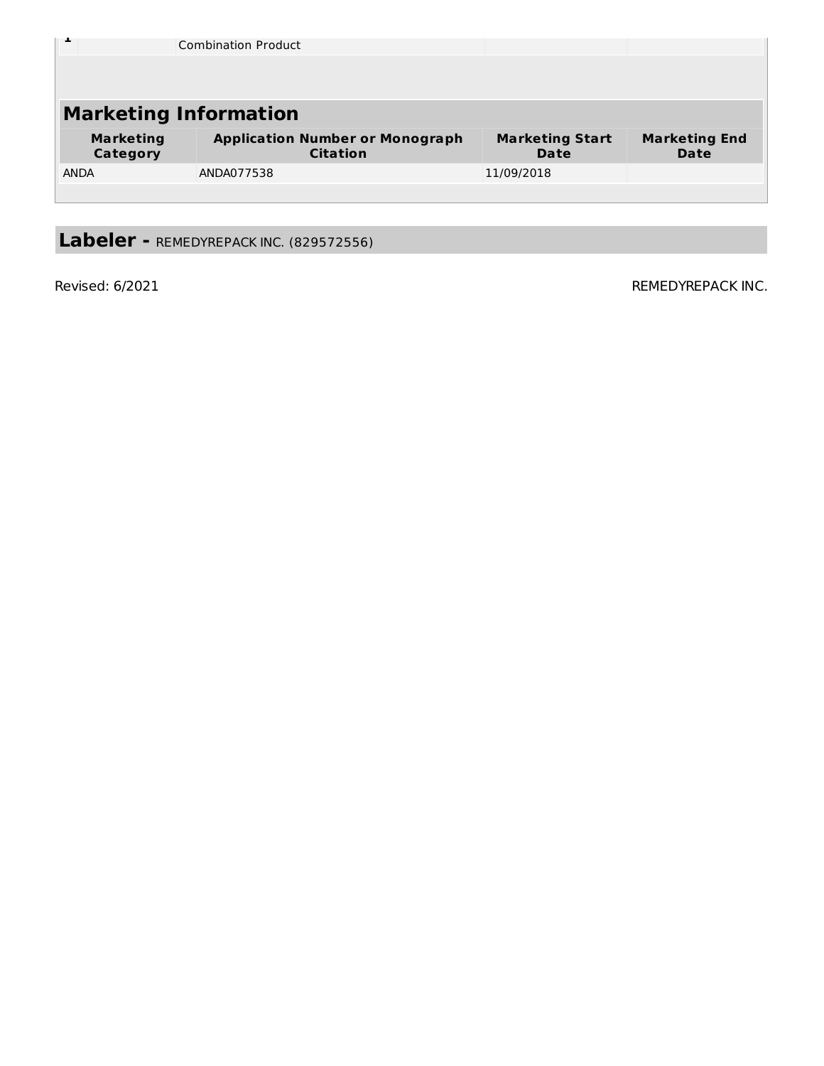| | | | | |
|---|---|---|---|---|
| 1 | | Combination Product | | |

## Marketing Information

| Marketing Category | Application Number or Monograph Citation | Marketing Start Date | Marketing End Date |
|---|---|---|---|
| ANDA | ANDA077538 | 11/09/2018 | |

## Labeler - REMEDYREPACK INC. (829572556)

Revised: 6/2021

REMEDYREPACK INC.